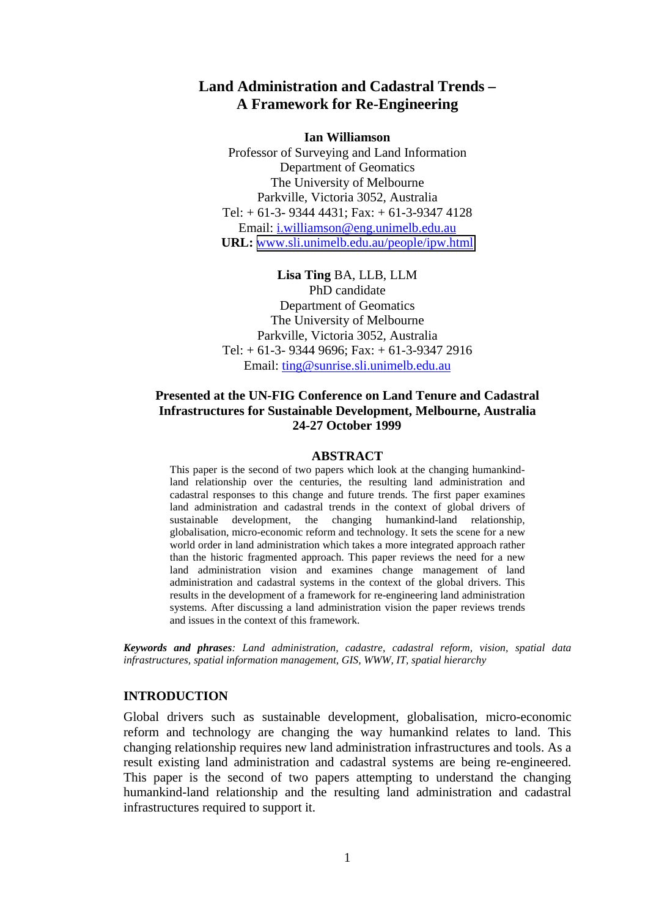# Land Administration and Cadastral Trends – A Framework for Re-Engineering

**Ian Williamson**
Professor of Surveying and Land Information
Department of Geomatics
The University of Melbourne
Parkville, Victoria 3052, Australia
Tel: + 61-3- 9344 4431; Fax: + 61-3-9347 4128
Email: i.williamson@eng.unimelb.edu.au
**URL:** www.sli.unimelb.edu.au/people/ipw.html

**Lisa Ting** BA, LLB, LLM
PhD candidate
Department of Geomatics
The University of Melbourne
Parkville, Victoria 3052, Australia
Tel: + 61-3- 9344 9696; Fax: + 61-3-9347 2916
Email: ting@sunrise.sli.unimelb.edu.au

**Presented at the UN-FIG Conference on Land Tenure and Cadastral Infrastructures for Sustainable Development, Melbourne, Australia 24-27 October 1999**

## ABSTRACT

This paper is the second of two papers which look at the changing humankind-land relationship over the centuries, the resulting land administration and cadastral responses to this change and future trends. The first paper examines land administration and cadastral trends in the context of global drivers of sustainable development, the changing humankind-land relationship, globalisation, micro-economic reform and technology. It sets the scene for a new world order in land administration which takes a more integrated approach rather than the historic fragmented approach. This paper reviews the need for a new land administration vision and examines change management of land administration and cadastral systems in the context of the global drivers. This results in the development of a framework for re-engineering land administration systems. After discussing a land administration vision the paper reviews trends and issues in the context of this framework.

***Keywords and phrases****: Land administration, cadastre, cadastral reform, vision, spatial data infrastructures, spatial information management, GIS, WWW, IT, spatial hierarchy*

## INTRODUCTION

Global drivers such as sustainable development, globalisation, micro-economic reform and technology are changing the way humankind relates to land. This changing relationship requires new land administration infrastructures and tools. As a result existing land administration and cadastral systems are being re-engineered. This paper is the second of two papers attempting to understand the changing humankind-land relationship and the resulting land administration and cadastral infrastructures required to support it.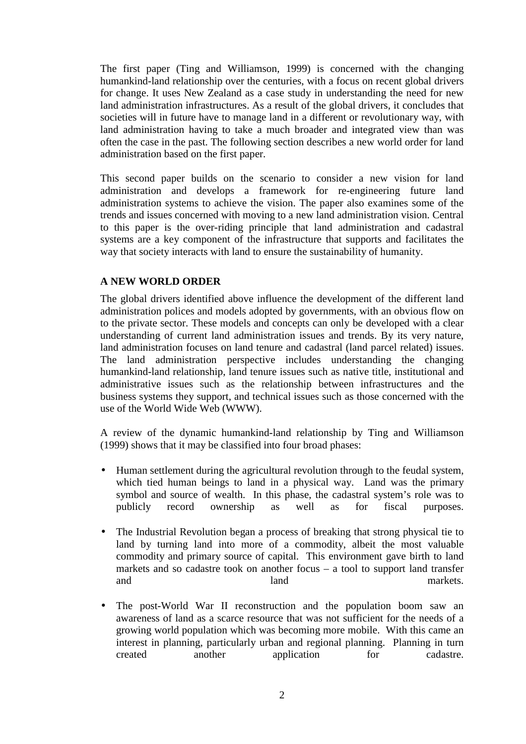The first paper (Ting and Williamson, 1999) is concerned with the changing humankind-land relationship over the centuries, with a focus on recent global drivers for change. It uses New Zealand as a case study in understanding the need for new land administration infrastructures. As a result of the global drivers, it concludes that societies will in future have to manage land in a different or revolutionary way, with land administration having to take a much broader and integrated view than was often the case in the past. The following section describes a new world order for land administration based on the first paper.

This second paper builds on the scenario to consider a new vision for land administration and develops a framework for re-engineering future land administration systems to achieve the vision. The paper also examines some of the trends and issues concerned with moving to a new land administration vision. Central to this paper is the over-riding principle that land administration and cadastral systems are a key component of the infrastructure that supports and facilitates the way that society interacts with land to ensure the sustainability of humanity.

## A NEW WORLD ORDER

The global drivers identified above influence the development of the different land administration polices and models adopted by governments, with an obvious flow on to the private sector. These models and concepts can only be developed with a clear understanding of current land administration issues and trends. By its very nature, land administration focuses on land tenure and cadastral (land parcel related) issues. The land administration perspective includes understanding the changing humankind-land relationship, land tenure issues such as native title, institutional and administrative issues such as the relationship between infrastructures and the business systems they support, and technical issues such as those concerned with the use of the World Wide Web (WWW).

A review of the dynamic humankind-land relationship by Ting and Williamson (1999) shows that it may be classified into four broad phases:

- Human settlement during the agricultural revolution through to the feudal system, which tied human beings to land in a physical way. Land was the primary symbol and source of wealth. In this phase, the cadastral system's role was to publicly record ownership as well as for fiscal purposes.

- The Industrial Revolution began a process of breaking that strong physical tie to land by turning land into more of a commodity, albeit the most valuable commodity and primary source of capital. This environment gave birth to land markets and so cadastre took on another focus – a tool to support land transfer and land markets.

- The post-World War II reconstruction and the population boom saw an awareness of land as a scarce resource that was not sufficient for the needs of a growing world population which was becoming more mobile. With this came an interest in planning, particularly urban and regional planning. Planning in turn created another application for cadastre.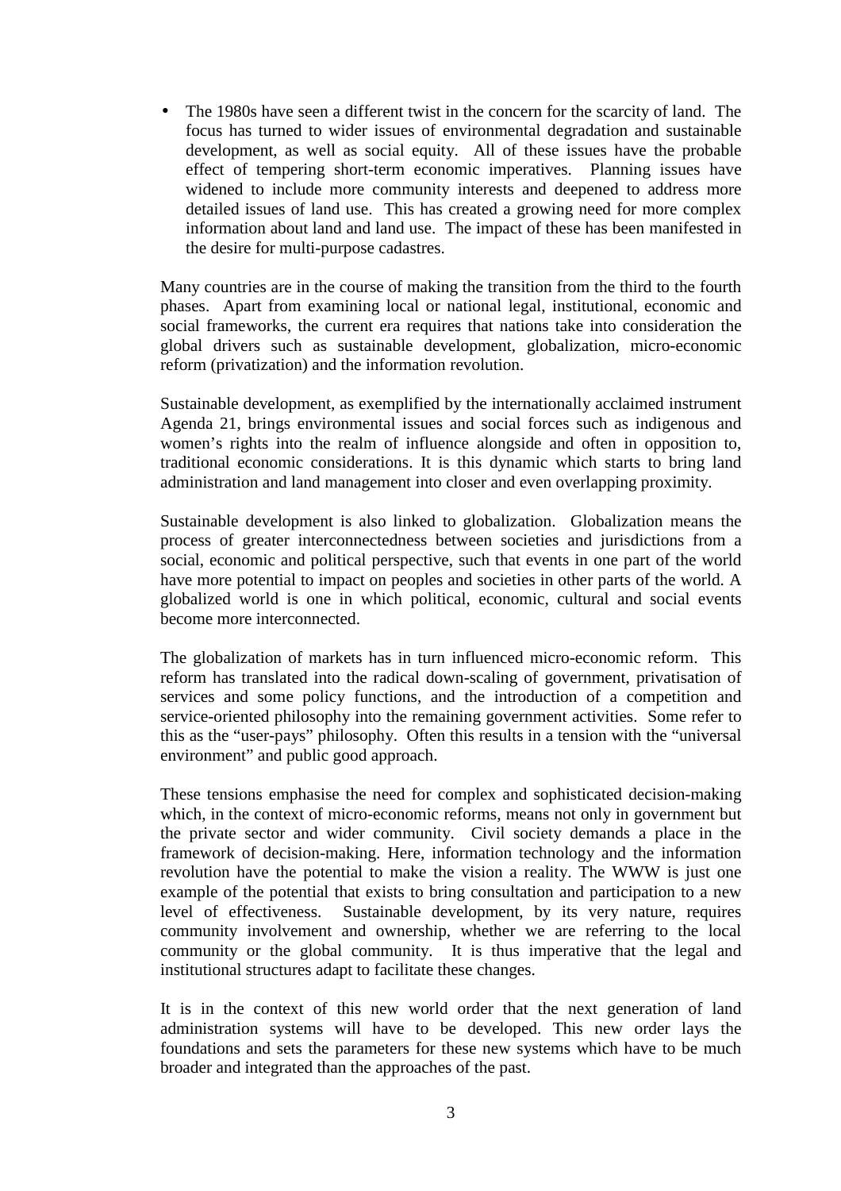- The 1980s have seen a different twist in the concern for the scarcity of land. The focus has turned to wider issues of environmental degradation and sustainable development, as well as social equity. All of these issues have the probable effect of tempering short-term economic imperatives. Planning issues have widened to include more community interests and deepened to address more detailed issues of land use. This has created a growing need for more complex information about land and land use. The impact of these has been manifested in the desire for multi-purpose cadastres.

Many countries are in the course of making the transition from the third to the fourth phases. Apart from examining local or national legal, institutional, economic and social frameworks, the current era requires that nations take into consideration the global drivers such as sustainable development, globalization, micro-economic reform (privatization) and the information revolution.

Sustainable development, as exemplified by the internationally acclaimed instrument Agenda 21, brings environmental issues and social forces such as indigenous and women's rights into the realm of influence alongside and often in opposition to, traditional economic considerations. It is this dynamic which starts to bring land administration and land management into closer and even overlapping proximity.

Sustainable development is also linked to globalization. Globalization means the process of greater interconnectedness between societies and jurisdictions from a social, economic and political perspective, such that events in one part of the world have more potential to impact on peoples and societies in other parts of the world. A globalized world is one in which political, economic, cultural and social events become more interconnected.

The globalization of markets has in turn influenced micro-economic reform. This reform has translated into the radical down-scaling of government, privatisation of services and some policy functions, and the introduction of a competition and service-oriented philosophy into the remaining government activities. Some refer to this as the "user-pays" philosophy. Often this results in a tension with the "universal environment" and public good approach.

These tensions emphasise the need for complex and sophisticated decision-making which, in the context of micro-economic reforms, means not only in government but the private sector and wider community. Civil society demands a place in the framework of decision-making. Here, information technology and the information revolution have the potential to make the vision a reality. The WWW is just one example of the potential that exists to bring consultation and participation to a new level of effectiveness. Sustainable development, by its very nature, requires community involvement and ownership, whether we are referring to the local community or the global community. It is thus imperative that the legal and institutional structures adapt to facilitate these changes.

It is in the context of this new world order that the next generation of land administration systems will have to be developed. This new order lays the foundations and sets the parameters for these new systems which have to be much broader and integrated than the approaches of the past.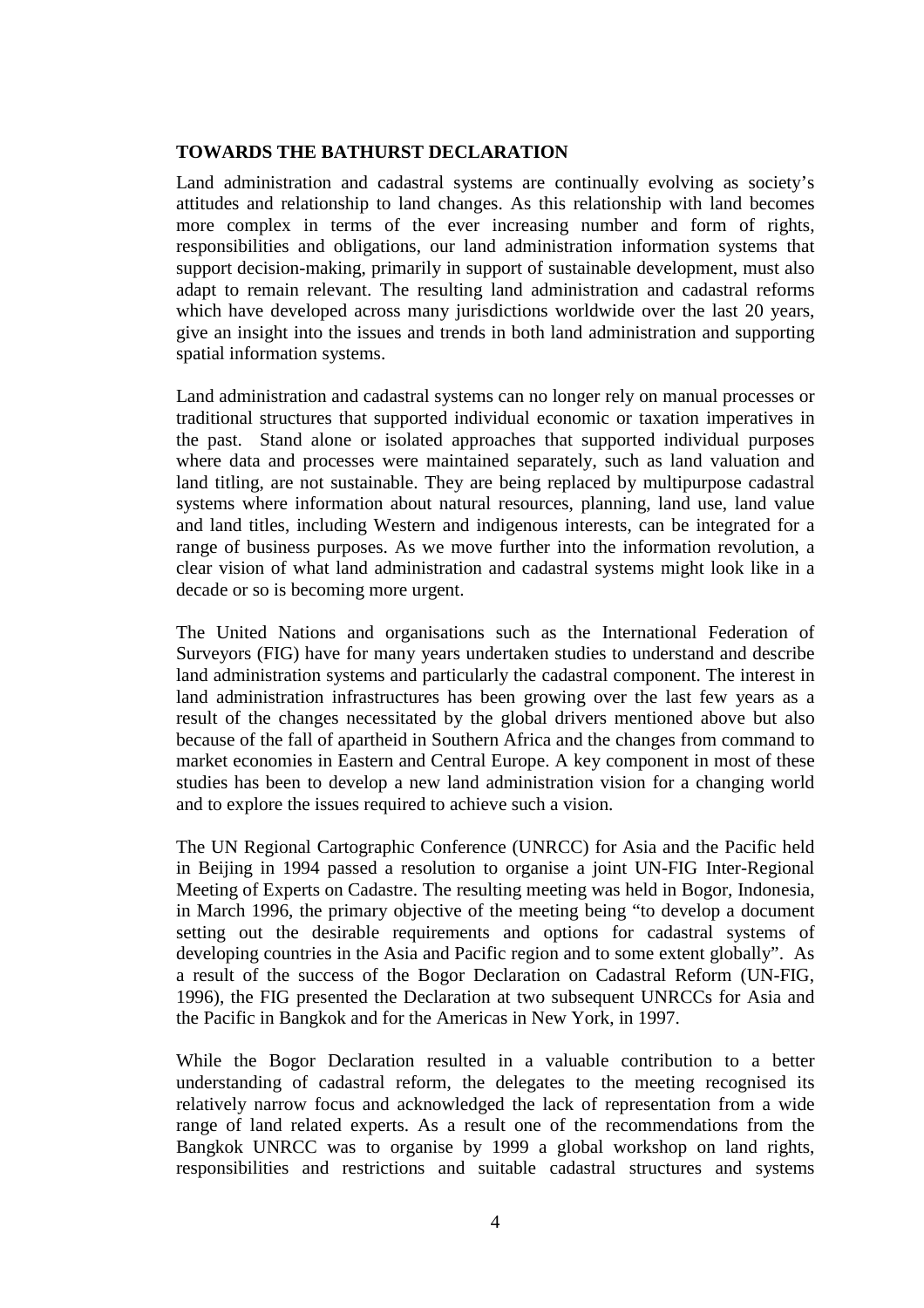**TOWARDS THE BATHURST DECLARATION**

Land administration and cadastral systems are continually evolving as society's attitudes and relationship to land changes. As this relationship with land becomes more complex in terms of the ever increasing number and form of rights, responsibilities and obligations, our land administration information systems that support decision-making, primarily in support of sustainable development, must also adapt to remain relevant. The resulting land administration and cadastral reforms which have developed across many jurisdictions worldwide over the last 20 years, give an insight into the issues and trends in both land administration and supporting spatial information systems.

Land administration and cadastral systems can no longer rely on manual processes or traditional structures that supported individual economic or taxation imperatives in the past. Stand alone or isolated approaches that supported individual purposes where data and processes were maintained separately, such as land valuation and land titling, are not sustainable. They are being replaced by multipurpose cadastral systems where information about natural resources, planning, land use, land value and land titles, including Western and indigenous interests, can be integrated for a range of business purposes. As we move further into the information revolution, a clear vision of what land administration and cadastral systems might look like in a decade or so is becoming more urgent.

The United Nations and organisations such as the International Federation of Surveyors (FIG) have for many years undertaken studies to understand and describe land administration systems and particularly the cadastral component. The interest in land administration infrastructures has been growing over the last few years as a result of the changes necessitated by the global drivers mentioned above but also because of the fall of apartheid in Southern Africa and the changes from command to market economies in Eastern and Central Europe. A key component in most of these studies has been to develop a new land administration vision for a changing world and to explore the issues required to achieve such a vision.

The UN Regional Cartographic Conference (UNRCC) for Asia and the Pacific held in Beijing in 1994 passed a resolution to organise a joint UN-FIG Inter-Regional Meeting of Experts on Cadastre. The resulting meeting was held in Bogor, Indonesia, in March 1996, the primary objective of the meeting being "to develop a document setting out the desirable requirements and options for cadastral systems of developing countries in the Asia and Pacific region and to some extent globally". As a result of the success of the Bogor Declaration on Cadastral Reform (UN-FIG, 1996), the FIG presented the Declaration at two subsequent UNRCCs for Asia and the Pacific in Bangkok and for the Americas in New York, in 1997.

While the Bogor Declaration resulted in a valuable contribution to a better understanding of cadastral reform, the delegates to the meeting recognised its relatively narrow focus and acknowledged the lack of representation from a wide range of land related experts. As a result one of the recommendations from the Bangkok UNRCC was to organise by 1999 a global workshop on land rights, responsibilities and restrictions and suitable cadastral structures and systems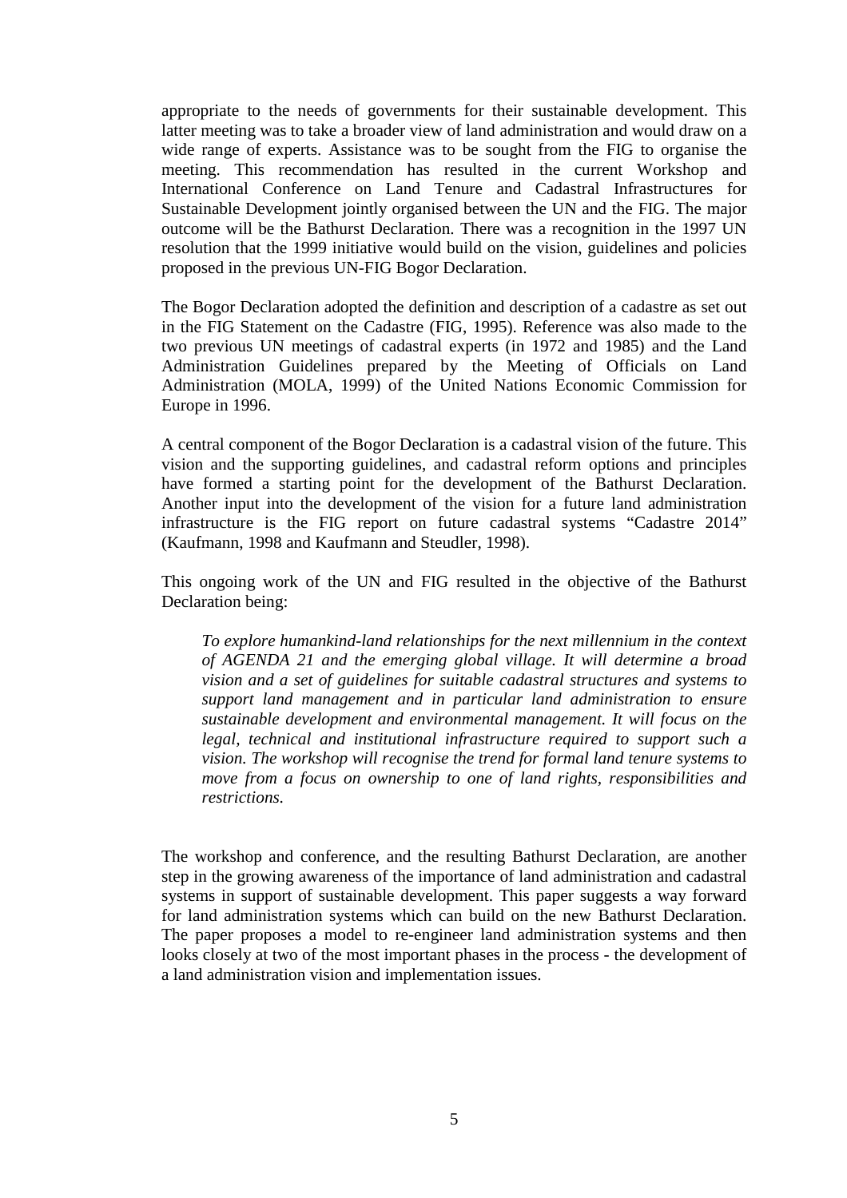appropriate to the needs of governments for their sustainable development. This latter meeting was to take a broader view of land administration and would draw on a wide range of experts. Assistance was to be sought from the FIG to organise the meeting. This recommendation has resulted in the current Workshop and International Conference on Land Tenure and Cadastral Infrastructures for Sustainable Development jointly organised between the UN and the FIG. The major outcome will be the Bathurst Declaration. There was a recognition in the 1997 UN resolution that the 1999 initiative would build on the vision, guidelines and policies proposed in the previous UN-FIG Bogor Declaration.

The Bogor Declaration adopted the definition and description of a cadastre as set out in the FIG Statement on the Cadastre (FIG, 1995). Reference was also made to the two previous UN meetings of cadastral experts (in 1972 and 1985) and the Land Administration Guidelines prepared by the Meeting of Officials on Land Administration (MOLA, 1999) of the United Nations Economic Commission for Europe in 1996.

A central component of the Bogor Declaration is a cadastral vision of the future. This vision and the supporting guidelines, and cadastral reform options and principles have formed a starting point for the development of the Bathurst Declaration. Another input into the development of the vision for a future land administration infrastructure is the FIG report on future cadastral systems "Cadastre 2014" (Kaufmann, 1998 and Kaufmann and Steudler, 1998).

This ongoing work of the UN and FIG resulted in the objective of the Bathurst Declaration being:

> *To explore humankind-land relationships for the next millennium in the context of AGENDA 21 and the emerging global village. It will determine a broad vision and a set of guidelines for suitable cadastral structures and systems to support land management and in particular land administration to ensure sustainable development and environmental management. It will focus on the legal, technical and institutional infrastructure required to support such a vision. The workshop will recognise the trend for formal land tenure systems to move from a focus on ownership to one of land rights, responsibilities and restrictions.*

The workshop and conference, and the resulting Bathurst Declaration, are another step in the growing awareness of the importance of land administration and cadastral systems in support of sustainable development. This paper suggests a way forward for land administration systems which can build on the new Bathurst Declaration. The paper proposes a model to re-engineer land administration systems and then looks closely at two of the most important phases in the process - the development of a land administration vision and implementation issues.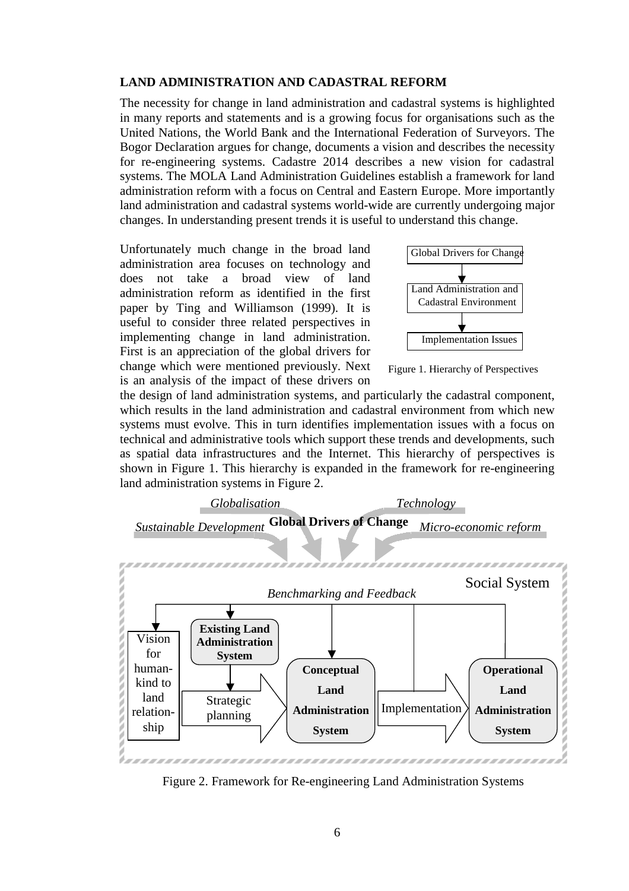## LAND ADMINISTRATION AND CADASTRAL REFORM

The necessity for change in land administration and cadastral systems is highlighted in many reports and statements and is a growing focus for organisations such as the United Nations, the World Bank and the International Federation of Surveyors. The Bogor Declaration argues for change, documents a vision and describes the necessity for re-engineering systems. Cadastre 2014 describes a new vision for cadastral systems. The MOLA Land Administration Guidelines establish a framework for land administration reform with a focus on Central and Eastern Europe. More importantly land administration and cadastral systems world-wide are currently undergoing major changes. In understanding present trends it is useful to understand this change.

Unfortunately much change in the broad land administration area focuses on technology and does not take a broad view of land administration reform as identified in the first paper by Ting and Williamson (1999). It is useful to consider three related perspectives in implementing change in land administration. First is an appreciation of the global drivers for change which were mentioned previously. Next is an analysis of the impact of these drivers on the design of land administration systems, and particularly the cadastral component, which results in the land administration and cadastral environment from which new systems must evolve. This in turn identifies implementation issues with a focus on technical and administrative tools which support these trends and developments, such as spatial data infrastructures and the Internet. This hierarchy of perspectives is shown in Figure 1. This hierarchy is expanded in the framework for re-engineering land administration systems in Figure 2.

Global Drivers for Change

Land Administration and Cadastral Environment

Implementation Issues

Figure 1. Hierarchy of Perspectives

Globalisation

Technology

Sustainable Development

Global Drivers of Change

Micro-economic reform

Social System

Benchmarking and Feedback

Vision for human-kind to land relation-ship

Existing Land Administration System

Strategic planning

Conceptual Land Administration System

Implementation

Operational Land Administration System

Figure 2. Framework for Re-engineering Land Administration Systems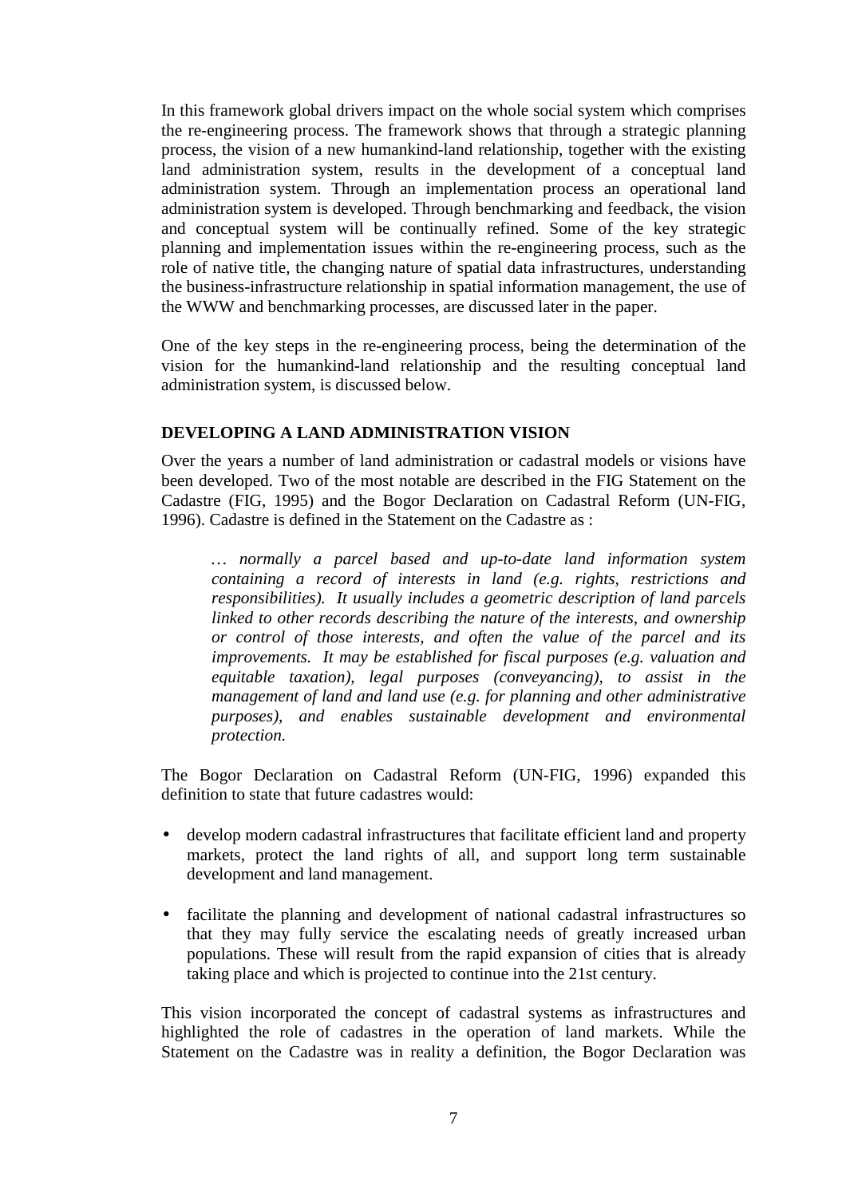In this framework global drivers impact on the whole social system which comprises the re-engineering process. The framework shows that through a strategic planning process, the vision of a new humankind-land relationship, together with the existing land administration system, results in the development of a conceptual land administration system. Through an implementation process an operational land administration system is developed. Through benchmarking and feedback, the vision and conceptual system will be continually refined. Some of the key strategic planning and implementation issues within the re-engineering process, such as the role of native title, the changing nature of spatial data infrastructures, understanding the business-infrastructure relationship in spatial information management, the use of the WWW and benchmarking processes, are discussed later in the paper.

One of the key steps in the re-engineering process, being the determination of the vision for the humankind-land relationship and the resulting conceptual land administration system, is discussed below.

## DEVELOPING A LAND ADMINISTRATION VISION

Over the years a number of land administration or cadastral models or visions have been developed. Two of the most notable are described in the FIG Statement on the Cadastre (FIG, 1995) and the Bogor Declaration on Cadastral Reform (UN-FIG, 1996). Cadastre is defined in the Statement on the Cadastre as :

> *… normally a parcel based and up-to-date land information system containing a record of interests in land (e.g. rights, restrictions and responsibilities). It usually includes a geometric description of land parcels linked to other records describing the nature of the interests, and ownership or control of those interests, and often the value of the parcel and its improvements. It may be established for fiscal purposes (e.g. valuation and equitable taxation), legal purposes (conveyancing), to assist in the management of land and land use (e.g. for planning and other administrative purposes), and enables sustainable development and environmental protection.*

The Bogor Declaration on Cadastral Reform (UN-FIG, 1996) expanded this definition to state that future cadastres would:

- develop modern cadastral infrastructures that facilitate efficient land and property markets, protect the land rights of all, and support long term sustainable development and land management.
- facilitate the planning and development of national cadastral infrastructures so that they may fully service the escalating needs of greatly increased urban populations. These will result from the rapid expansion of cities that is already taking place and which is projected to continue into the 21st century.

This vision incorporated the concept of cadastral systems as infrastructures and highlighted the role of cadastres in the operation of land markets. While the Statement on the Cadastre was in reality a definition, the Bogor Declaration was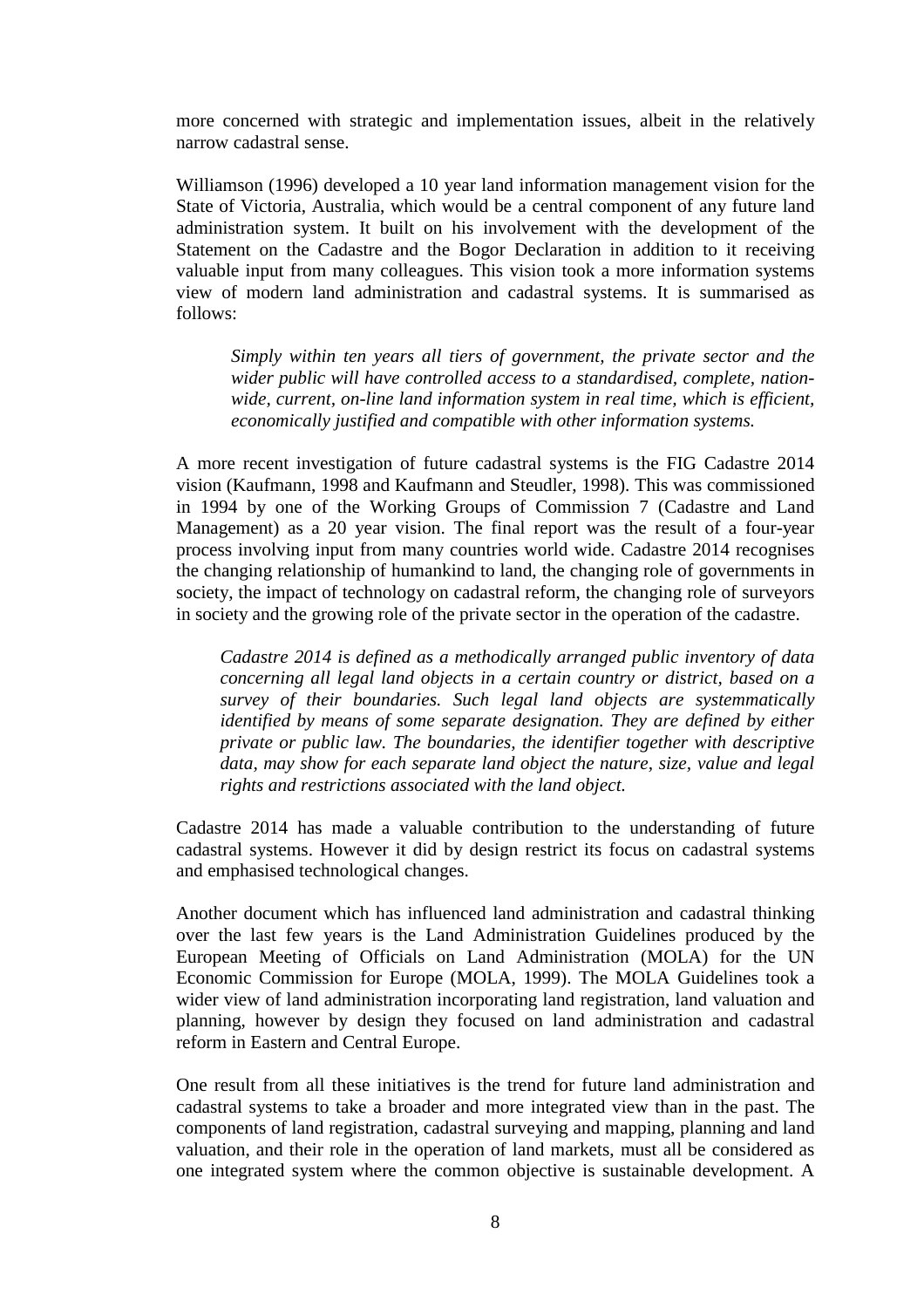more concerned with strategic and implementation issues, albeit in the relatively narrow cadastral sense.

Williamson (1996) developed a 10 year land information management vision for the State of Victoria, Australia, which would be a central component of any future land administration system. It built on his involvement with the development of the Statement on the Cadastre and the Bogor Declaration in addition to it receiving valuable input from many colleagues. This vision took a more information systems view of modern land administration and cadastral systems. It is summarised as follows:

> *Simply within ten years all tiers of government, the private sector and the wider public will have controlled access to a standardised, complete, nation-wide, current, on-line land information system in real time, which is efficient, economically justified and compatible with other information systems.*

A more recent investigation of future cadastral systems is the FIG Cadastre 2014 vision (Kaufmann, 1998 and Kaufmann and Steudler, 1998). This was commissioned in 1994 by one of the Working Groups of Commission 7 (Cadastre and Land Management) as a 20 year vision. The final report was the result of a four-year process involving input from many countries world wide. Cadastre 2014 recognises the changing relationship of humankind to land, the changing role of governments in society, the impact of technology on cadastral reform, the changing role of surveyors in society and the growing role of the private sector in the operation of the cadastre.

> *Cadastre 2014 is defined as a methodically arranged public inventory of data concerning all legal land objects in a certain country or district, based on a survey of their boundaries. Such legal land objects are systemmatically identified by means of some separate designation. They are defined by either private or public law. The boundaries, the identifier together with descriptive data, may show for each separate land object the nature, size, value and legal rights and restrictions associated with the land object.*

Cadastre 2014 has made a valuable contribution to the understanding of future cadastral systems. However it did by design restrict its focus on cadastral systems and emphasised technological changes.

Another document which has influenced land administration and cadastral thinking over the last few years is the Land Administration Guidelines produced by the European Meeting of Officials on Land Administration (MOLA) for the UN Economic Commission for Europe (MOLA, 1999). The MOLA Guidelines took a wider view of land administration incorporating land registration, land valuation and planning, however by design they focused on land administration and cadastral reform in Eastern and Central Europe.

One result from all these initiatives is the trend for future land administration and cadastral systems to take a broader and more integrated view than in the past. The components of land registration, cadastral surveying and mapping, planning and land valuation, and their role in the operation of land markets, must all be considered as one integrated system where the common objective is sustainable development. A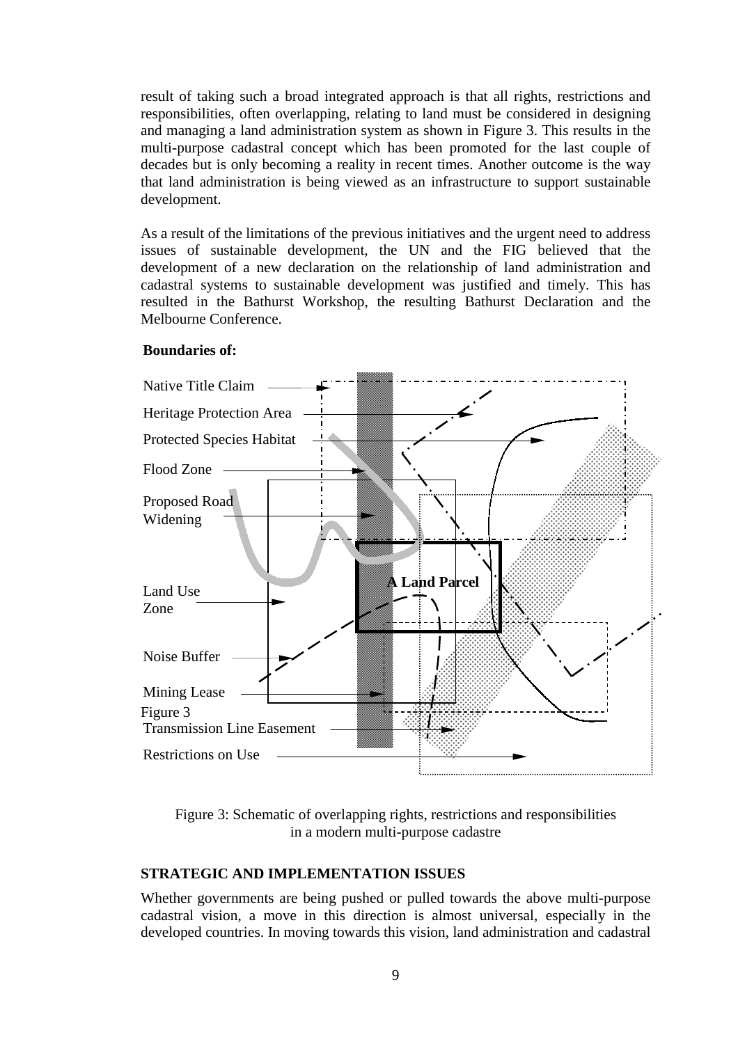result of taking such a broad integrated approach is that all rights, restrictions and responsibilities, often overlapping, relating to land must be considered in designing and managing a land administration system as shown in Figure 3. This results in the multi-purpose cadastral concept which has been promoted for the last couple of decades but is only becoming a reality in recent times. Another outcome is the way that land administration is being viewed as an infrastructure to support sustainable development.

As a result of the limitations of the previous initiatives and the urgent need to address issues of sustainable development, the UN and the FIG believed that the development of a new declaration on the relationship of land administration and cadastral systems to sustainable development was justified and timely. This has resulted in the Bathurst Workshop, the resulting Bathurst Declaration and the Melbourne Conference.

**Boundaries of:**

Native Title Claim
Heritage Protection Area
Protected Species Habitat
Flood Zone
Proposed Road Widening
A Land Parcel
Land Use Zone
Noise Buffer
Mining Lease
Figure 3
Transmission Line Easement
Restrictions on Use

Figure 3: Schematic of overlapping rights, restrictions and responsibilities in a modern multi-purpose cadastre

## STRATEGIC AND IMPLEMENTATION ISSUES

Whether governments are being pushed or pulled towards the above multi-purpose cadastral vision, a move in this direction is almost universal, especially in the developed countries. In moving towards this vision, land administration and cadastral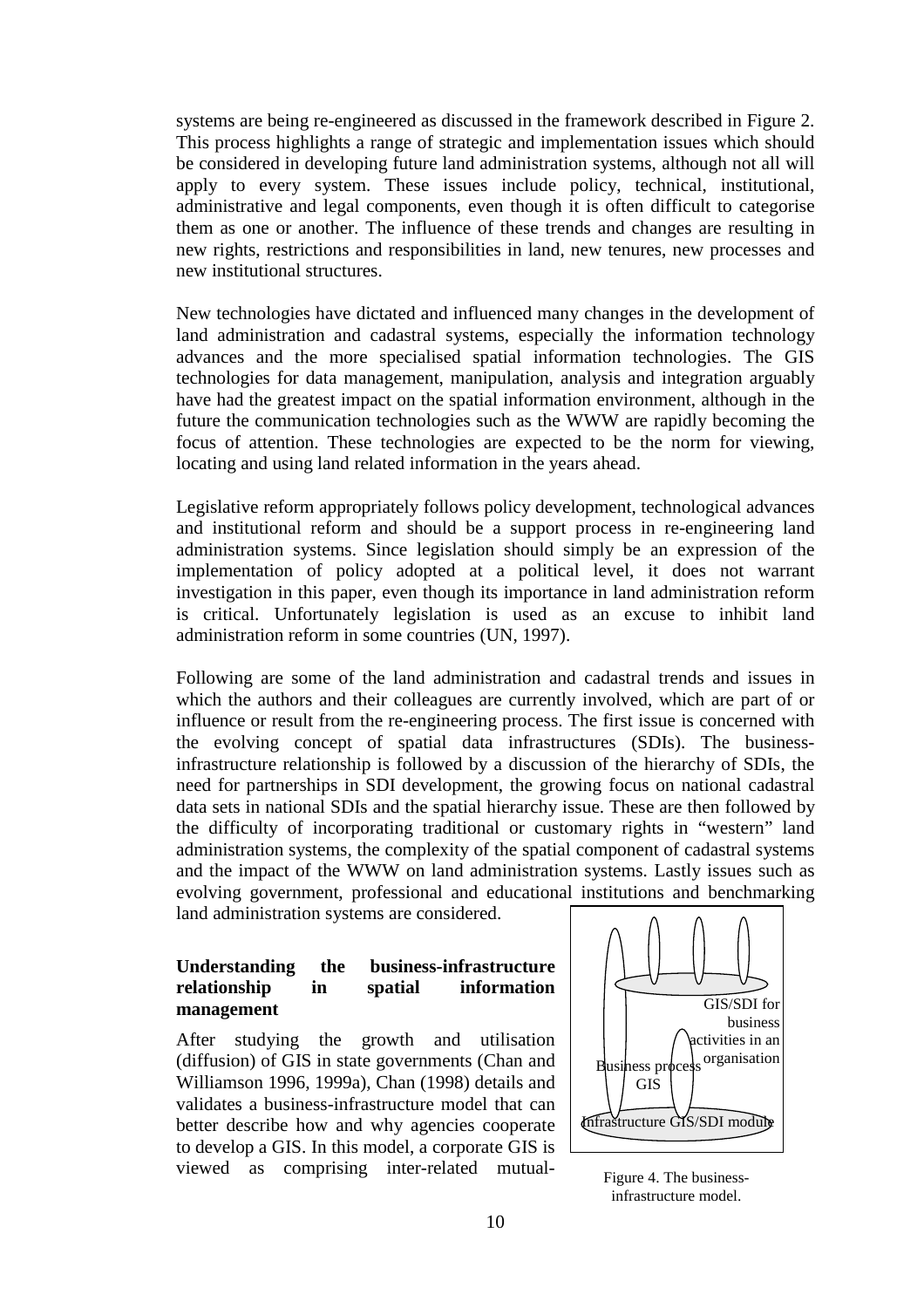systems are being re-engineered as discussed in the framework described in Figure 2. This process highlights a range of strategic and implementation issues which should be considered in developing future land administration systems, although not all will apply to every system. These issues include policy, technical, institutional, administrative and legal components, even though it is often difficult to categorise them as one or another. The influence of these trends and changes are resulting in new rights, restrictions and responsibilities in land, new tenures, new processes and new institutional structures.

New technologies have dictated and influenced many changes in the development of land administration and cadastral systems, especially the information technology advances and the more specialised spatial information technologies. The GIS technologies for data management, manipulation, analysis and integration arguably have had the greatest impact on the spatial information environment, although in the future the communication technologies such as the WWW are rapidly becoming the focus of attention. These technologies are expected to be the norm for viewing, locating and using land related information in the years ahead.

Legislative reform appropriately follows policy development, technological advances and institutional reform and should be a support process in re-engineering land administration systems. Since legislation should simply be an expression of the implementation of policy adopted at a political level, it does not warrant investigation in this paper, even though its importance in land administration reform is critical. Unfortunately legislation is used as an excuse to inhibit land administration reform in some countries (UN, 1997).

Following are some of the land administration and cadastral trends and issues in which the authors and their colleagues are currently involved, which are part of or influence or result from the re-engineering process. The first issue is concerned with the evolving concept of spatial data infrastructures (SDIs). The business-infrastructure relationship is followed by a discussion of the hierarchy of SDIs, the need for partnerships in SDI development, the growing focus on national cadastral data sets in national SDIs and the spatial hierarchy issue. These are then followed by the difficulty of incorporating traditional or customary rights in "western" land administration systems, the complexity of the spatial component of cadastral systems and the impact of the WWW on land administration systems. Lastly issues such as evolving government, professional and educational institutions and benchmarking land administration systems are considered.

### Understanding the business-infrastructure relationship in spatial information management

After studying the growth and utilisation (diffusion) of GIS in state governments (Chan and Williamson 1996, 1999a), Chan (1998) details and validates a business-infrastructure model that can better describe how and why agencies cooperate to develop a GIS. In this model, a corporate GIS is viewed as comprising inter-related mutual-

GIS/SDI for business activities in an organisation

Business process GIS

Infrastructure GIS/SDI module

Figure 4. The business-infrastructure model.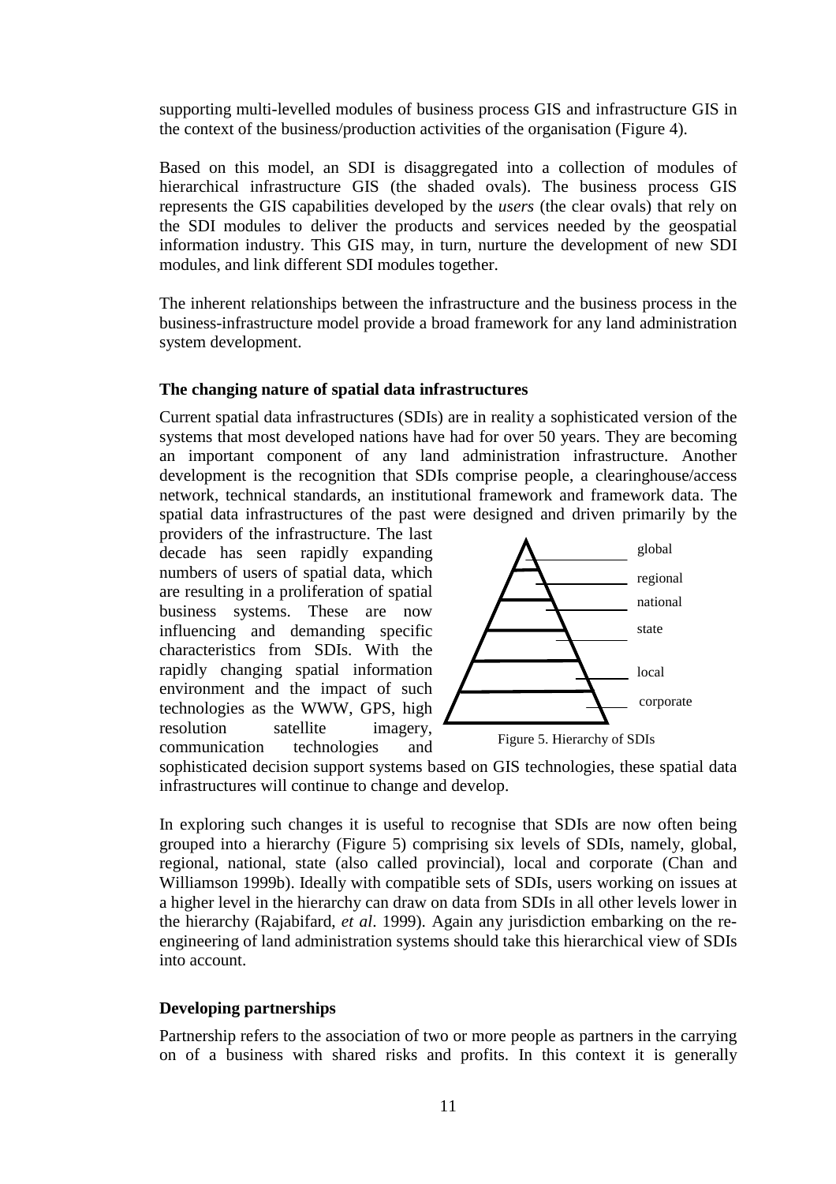supporting multi-levelled modules of business process GIS and infrastructure GIS in the context of the business/production activities of the organisation (Figure 4).

Based on this model, an SDI is disaggregated into a collection of modules of hierarchical infrastructure GIS (the shaded ovals). The business process GIS represents the GIS capabilities developed by the *users* (the clear ovals) that rely on the SDI modules to deliver the products and services needed by the geospatial information industry. This GIS may, in turn, nurture the development of new SDI modules, and link different SDI modules together.

The inherent relationships between the infrastructure and the business process in the business-infrastructure model provide a broad framework for any land administration system development.

**The changing nature of spatial data infrastructures**

Current spatial data infrastructures (SDIs) are in reality a sophisticated version of the systems that most developed nations have had for over 50 years. They are becoming an important component of any land administration infrastructure. Another development is the recognition that SDIs comprise people, a clearinghouse/access network, technical standards, an institutional framework and framework data. The spatial data infrastructures of the past were designed and driven primarily by the providers of the infrastructure. The last decade has seen rapidly expanding numbers of users of spatial data, which are resulting in a proliferation of spatial business systems. These are now influencing and demanding specific characteristics from SDIs. With the rapidly changing spatial information environment and the impact of such technologies as the WWW, GPS, high resolution satellite imagery, communication technologies and sophisticated decision support systems based on GIS technologies, these spatial data infrastructures will continue to change and develop.

global

regional

national

state

local

corporate

Figure 5. Hierarchy of SDIs

In exploring such changes it is useful to recognise that SDIs are now often being grouped into a hierarchy (Figure 5) comprising six levels of SDIs, namely, global, regional, national, state (also called provincial), local and corporate (Chan and Williamson 1999b). Ideally with compatible sets of SDIs, users working on issues at a higher level in the hierarchy can draw on data from SDIs in all other levels lower in the hierarchy (Rajabifard, *et al*. 1999). Again any jurisdiction embarking on the re-engineering of land administration systems should take this hierarchical view of SDIs into account.

**Developing partnerships**

Partnership refers to the association of two or more people as partners in the carrying on of a business with shared risks and profits. In this context it is generally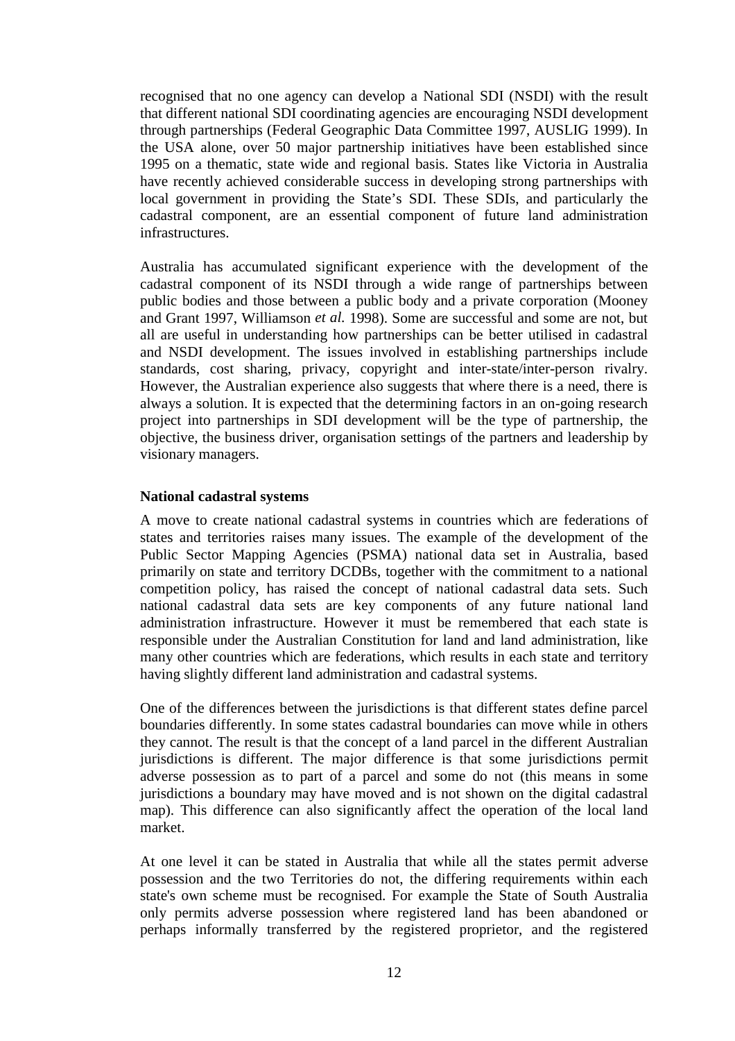recognised that no one agency can develop a National SDI (NSDI) with the result that different national SDI coordinating agencies are encouraging NSDI development through partnerships (Federal Geographic Data Committee 1997, AUSLIG 1999). In the USA alone, over 50 major partnership initiatives have been established since 1995 on a thematic, state wide and regional basis. States like Victoria in Australia have recently achieved considerable success in developing strong partnerships with local government in providing the State's SDI. These SDIs, and particularly the cadastral component, are an essential component of future land administration infrastructures.

Australia has accumulated significant experience with the development of the cadastral component of its NSDI through a wide range of partnerships between public bodies and those between a public body and a private corporation (Mooney and Grant 1997, Williamson *et al.* 1998). Some are successful and some are not, but all are useful in understanding how partnerships can be better utilised in cadastral and NSDI development. The issues involved in establishing partnerships include standards, cost sharing, privacy, copyright and inter-state/inter-person rivalry. However, the Australian experience also suggests that where there is a need, there is always a solution. It is expected that the determining factors in an on-going research project into partnerships in SDI development will be the type of partnership, the objective, the business driver, organisation settings of the partners and leadership by visionary managers.

### National cadastral systems

A move to create national cadastral systems in countries which are federations of states and territories raises many issues. The example of the development of the Public Sector Mapping Agencies (PSMA) national data set in Australia, based primarily on state and territory DCDBs, together with the commitment to a national competition policy, has raised the concept of national cadastral data sets. Such national cadastral data sets are key components of any future national land administration infrastructure. However it must be remembered that each state is responsible under the Australian Constitution for land and land administration, like many other countries which are federations, which results in each state and territory having slightly different land administration and cadastral systems.

One of the differences between the jurisdictions is that different states define parcel boundaries differently. In some states cadastral boundaries can move while in others they cannot. The result is that the concept of a land parcel in the different Australian jurisdictions is different. The major difference is that some jurisdictions permit adverse possession as to part of a parcel and some do not (this means in some jurisdictions a boundary may have moved and is not shown on the digital cadastral map). This difference can also significantly affect the operation of the local land market.

At one level it can be stated in Australia that while all the states permit adverse possession and the two Territories do not, the differing requirements within each state's own scheme must be recognised. For example the State of South Australia only permits adverse possession where registered land has been abandoned or perhaps informally transferred by the registered proprietor, and the registered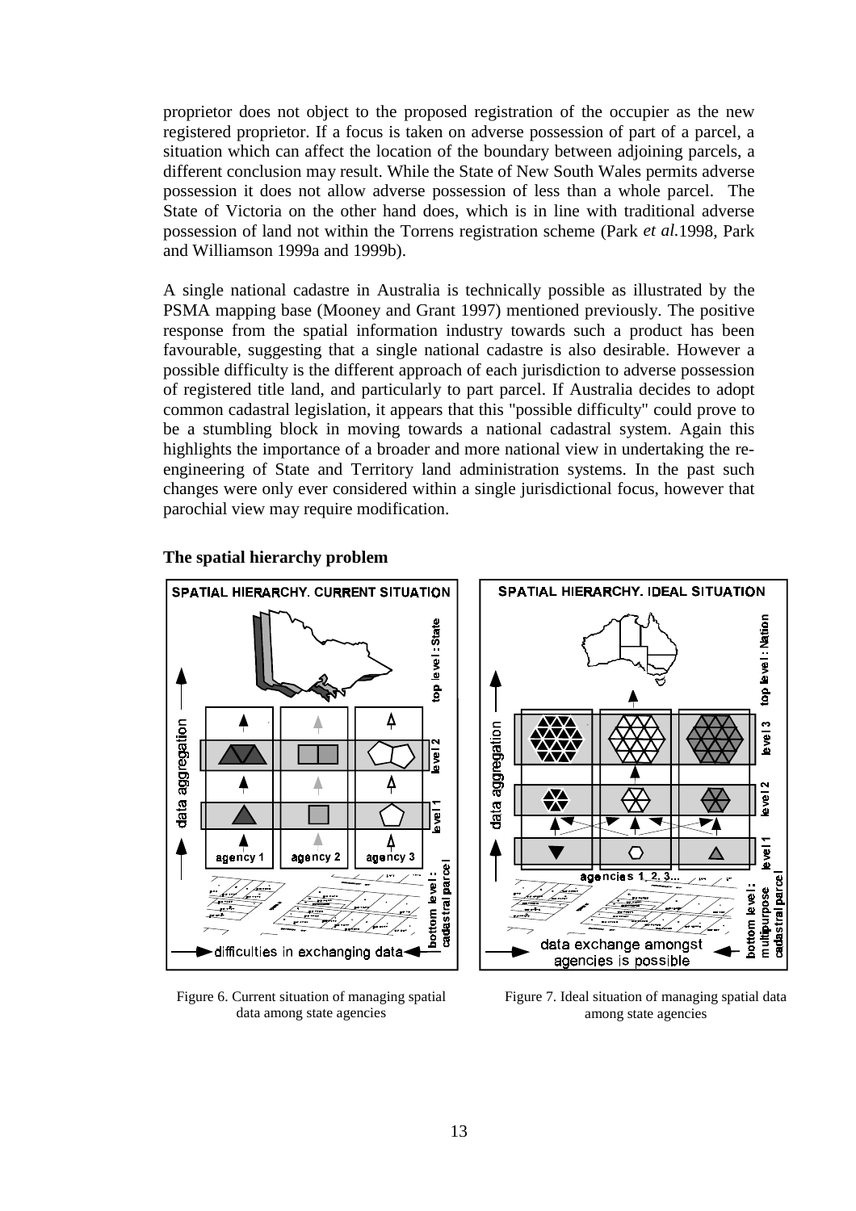proprietor does not object to the proposed registration of the occupier as the new registered proprietor. If a focus is taken on adverse possession of part of a parcel, a situation which can affect the location of the boundary between adjoining parcels, a different conclusion may result. While the State of New South Wales permits adverse possession it does not allow adverse possession of less than a whole parcel. The State of Victoria on the other hand does, which is in line with traditional adverse possession of land not within the Torrens registration scheme (Park *et al.*1998, Park and Williamson 1999a and 1999b).

A single national cadastre in Australia is technically possible as illustrated by the PSMA mapping base (Mooney and Grant 1997) mentioned previously. The positive response from the spatial information industry towards such a product has been favourable, suggesting that a single national cadastre is also desirable. However a possible difficulty is the different approach of each jurisdiction to adverse possession of registered title land, and particularly to part parcel. If Australia decides to adopt common cadastral legislation, it appears that this "possible difficulty" could prove to be a stumbling block in moving towards a national cadastral system. Again this highlights the importance of a broader and more national view in undertaking the re-engineering of State and Territory land administration systems. In the past such changes were only ever considered within a single jurisdictional focus, however that parochial view may require modification.

**The spatial hierarchy problem**

Figure 6. Current situation of managing spatial data among state agencies

Figure 7. Ideal situation of managing spatial data among state agencies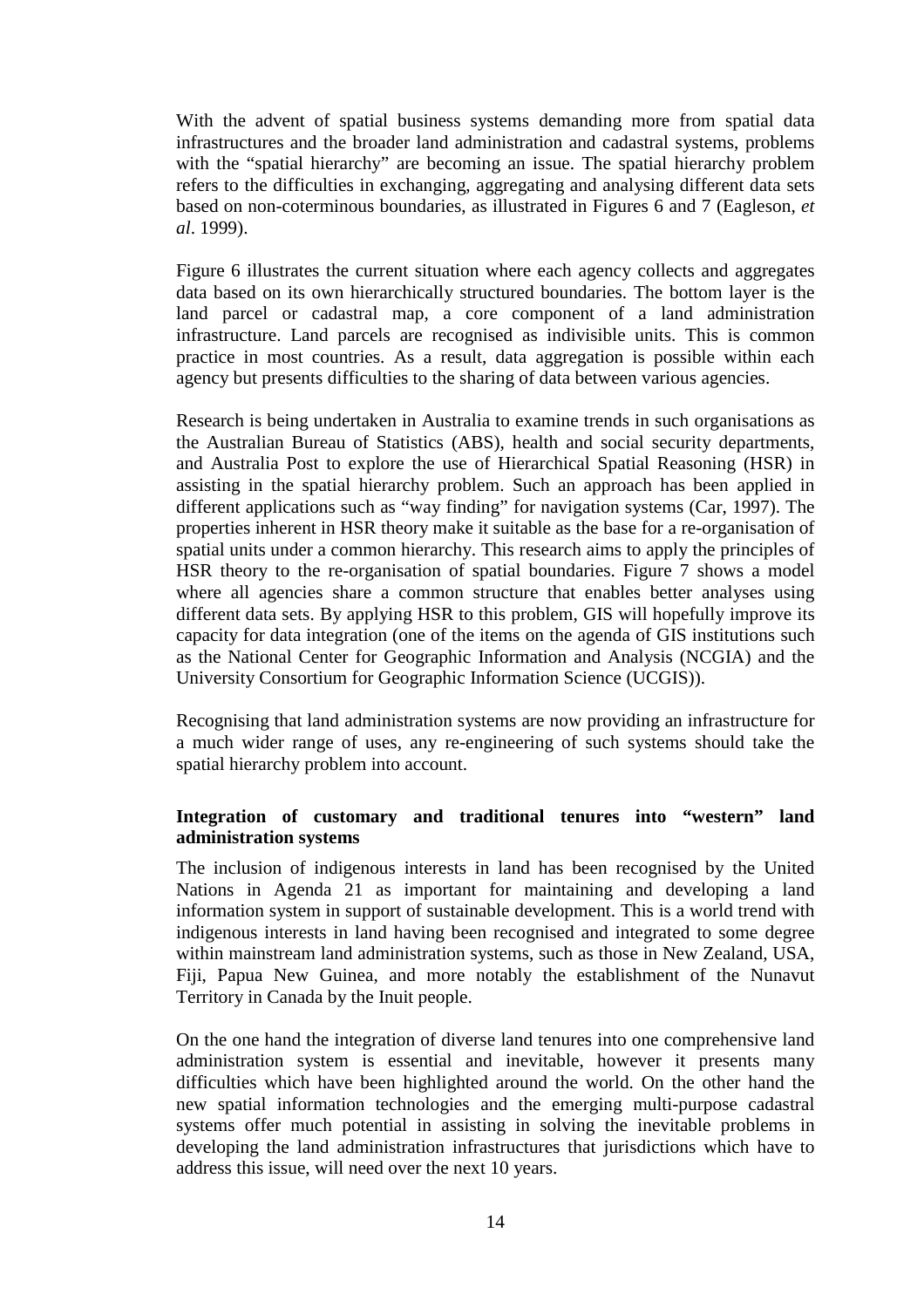With the advent of spatial business systems demanding more from spatial data infrastructures and the broader land administration and cadastral systems, problems with the "spatial hierarchy" are becoming an issue. The spatial hierarchy problem refers to the difficulties in exchanging, aggregating and analysing different data sets based on non-coterminous boundaries, as illustrated in Figures 6 and 7 (Eagleson, *et al*. 1999).

Figure 6 illustrates the current situation where each agency collects and aggregates data based on its own hierarchically structured boundaries. The bottom layer is the land parcel or cadastral map, a core component of a land administration infrastructure. Land parcels are recognised as indivisible units. This is common practice in most countries. As a result, data aggregation is possible within each agency but presents difficulties to the sharing of data between various agencies.

Research is being undertaken in Australia to examine trends in such organisations as the Australian Bureau of Statistics (ABS), health and social security departments, and Australia Post to explore the use of Hierarchical Spatial Reasoning (HSR) in assisting in the spatial hierarchy problem. Such an approach has been applied in different applications such as "way finding" for navigation systems (Car, 1997). The properties inherent in HSR theory make it suitable as the base for a re-organisation of spatial units under a common hierarchy. This research aims to apply the principles of HSR theory to the re-organisation of spatial boundaries. Figure 7 shows a model where all agencies share a common structure that enables better analyses using different data sets. By applying HSR to this problem, GIS will hopefully improve its capacity for data integration (one of the items on the agenda of GIS institutions such as the National Center for Geographic Information and Analysis (NCGIA) and the University Consortium for Geographic Information Science (UCGIS)).

Recognising that land administration systems are now providing an infrastructure for a much wider range of uses, any re-engineering of such systems should take the spatial hierarchy problem into account.

**Integration of customary and traditional tenures into "western" land administration systems**

The inclusion of indigenous interests in land has been recognised by the United Nations in Agenda 21 as important for maintaining and developing a land information system in support of sustainable development. This is a world trend with indigenous interests in land having been recognised and integrated to some degree within mainstream land administration systems, such as those in New Zealand, USA, Fiji, Papua New Guinea, and more notably the establishment of the Nunavut Territory in Canada by the Inuit people.

On the one hand the integration of diverse land tenures into one comprehensive land administration system is essential and inevitable, however it presents many difficulties which have been highlighted around the world. On the other hand the new spatial information technologies and the emerging multi-purpose cadastral systems offer much potential in assisting in solving the inevitable problems in developing the land administration infrastructures that jurisdictions which have to address this issue, will need over the next 10 years.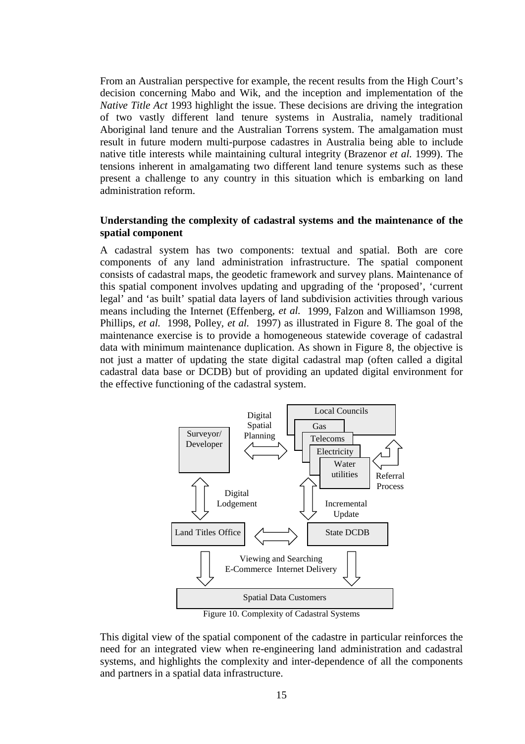From an Australian perspective for example, the recent results from the High Court's decision concerning Mabo and Wik, and the inception and implementation of the *Native Title Act* 1993 highlight the issue. These decisions are driving the integration of two vastly different land tenure systems in Australia, namely traditional Aboriginal land tenure and the Australian Torrens system. The amalgamation must result in future modern multi-purpose cadastres in Australia being able to include native title interests while maintaining cultural integrity (Brazenor *et al.* 1999). The tensions inherent in amalgamating two different land tenure systems such as these present a challenge to any country in this situation which is embarking on land administration reform.

**Understanding the complexity of cadastral systems and the maintenance of the spatial component**

A cadastral system has two components: textual and spatial. Both are core components of any land administration infrastructure. The spatial component consists of cadastral maps, the geodetic framework and survey plans. Maintenance of this spatial component involves updating and upgrading of the 'proposed', 'current legal' and 'as built' spatial data layers of land subdivision activities through various means including the Internet (Effenberg, *et al.* 1999, Falzon and Williamson 1998, Phillips, *et al.* 1998, Polley, *et al.* 1997) as illustrated in Figure 8. The goal of the maintenance exercise is to provide a homogeneous statewide coverage of cadastral data with minimum maintenance duplication. As shown in Figure 8, the objective is not just a matter of updating the state digital cadastral map (often called a digital cadastral data base or DCDB) but of providing an updated digital environment for the effective functioning of the cadastral system.

Local Councils
Gas
Telecoms
Electricity
Water utilities
Digital Spatial Planning
Surveyor/ Developer
Referral Process
Digital Lodgement
Incremental Update
Land Titles Office
State DCDB
Viewing and Searching
E-Commerce Internet Delivery
Spatial Data Customers

Figure 10. Complexity of Cadastral Systems

This digital view of the spatial component of the cadastre in particular reinforces the need for an integrated view when re-engineering land administration and cadastral systems, and highlights the complexity and inter-dependence of all the components and partners in a spatial data infrastructure.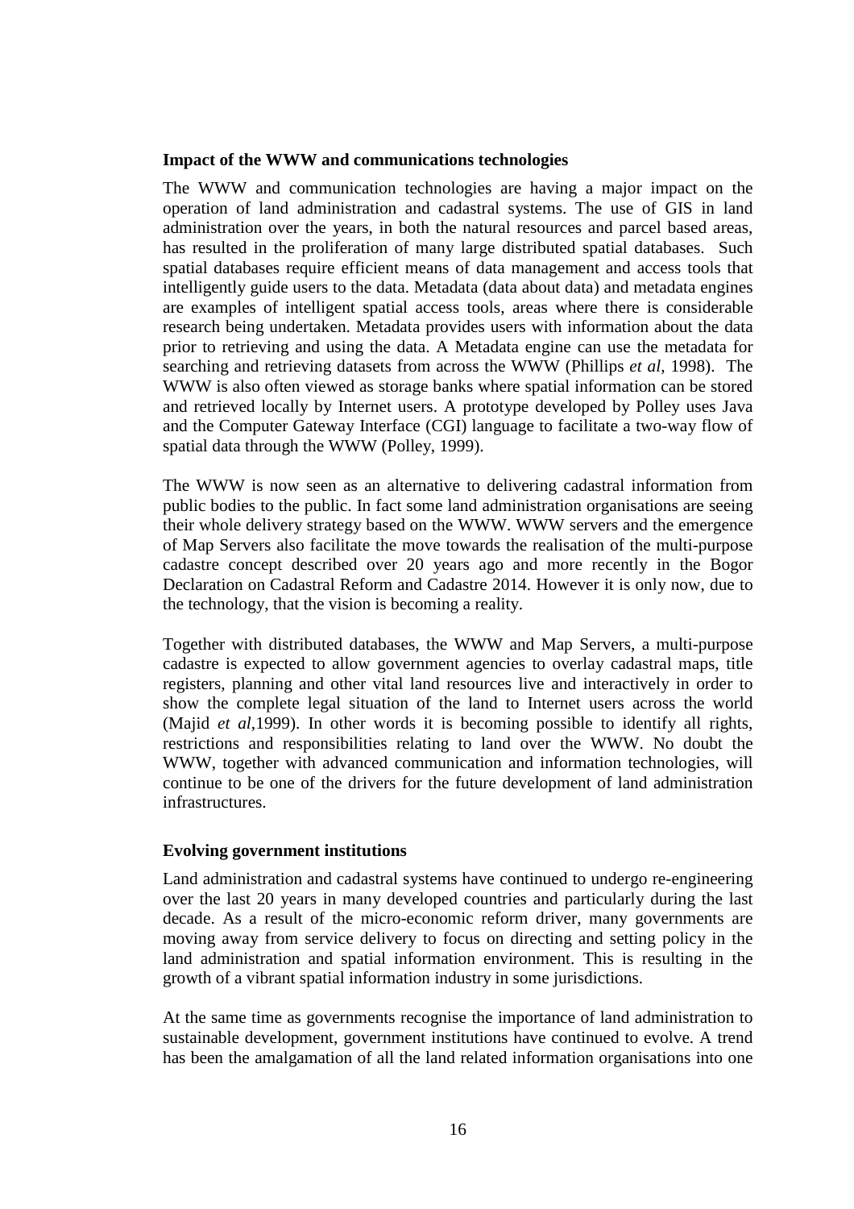**Impact of the WWW and communications technologies**

The WWW and communication technologies are having a major impact on the operation of land administration and cadastral systems. The use of GIS in land administration over the years, in both the natural resources and parcel based areas, has resulted in the proliferation of many large distributed spatial databases. Such spatial databases require efficient means of data management and access tools that intelligently guide users to the data. Metadata (data about data) and metadata engines are examples of intelligent spatial access tools, areas where there is considerable research being undertaken. Metadata provides users with information about the data prior to retrieving and using the data. A Metadata engine can use the metadata for searching and retrieving datasets from across the WWW (Phillips *et al*, 1998). The WWW is also often viewed as storage banks where spatial information can be stored and retrieved locally by Internet users. A prototype developed by Polley uses Java and the Computer Gateway Interface (CGI) language to facilitate a two-way flow of spatial data through the WWW (Polley, 1999).

The WWW is now seen as an alternative to delivering cadastral information from public bodies to the public. In fact some land administration organisations are seeing their whole delivery strategy based on the WWW. WWW servers and the emergence of Map Servers also facilitate the move towards the realisation of the multi-purpose cadastre concept described over 20 years ago and more recently in the Bogor Declaration on Cadastral Reform and Cadastre 2014. However it is only now, due to the technology, that the vision is becoming a reality.

Together with distributed databases, the WWW and Map Servers, a multi-purpose cadastre is expected to allow government agencies to overlay cadastral maps, title registers, planning and other vital land resources live and interactively in order to show the complete legal situation of the land to Internet users across the world (Majid *et al*,1999). In other words it is becoming possible to identify all rights, restrictions and responsibilities relating to land over the WWW. No doubt the WWW, together with advanced communication and information technologies, will continue to be one of the drivers for the future development of land administration infrastructures.

**Evolving government institutions**

Land administration and cadastral systems have continued to undergo re-engineering over the last 20 years in many developed countries and particularly during the last decade. As a result of the micro-economic reform driver, many governments are moving away from service delivery to focus on directing and setting policy in the land administration and spatial information environment. This is resulting in the growth of a vibrant spatial information industry in some jurisdictions.

At the same time as governments recognise the importance of land administration to sustainable development, government institutions have continued to evolve. A trend has been the amalgamation of all the land related information organisations into one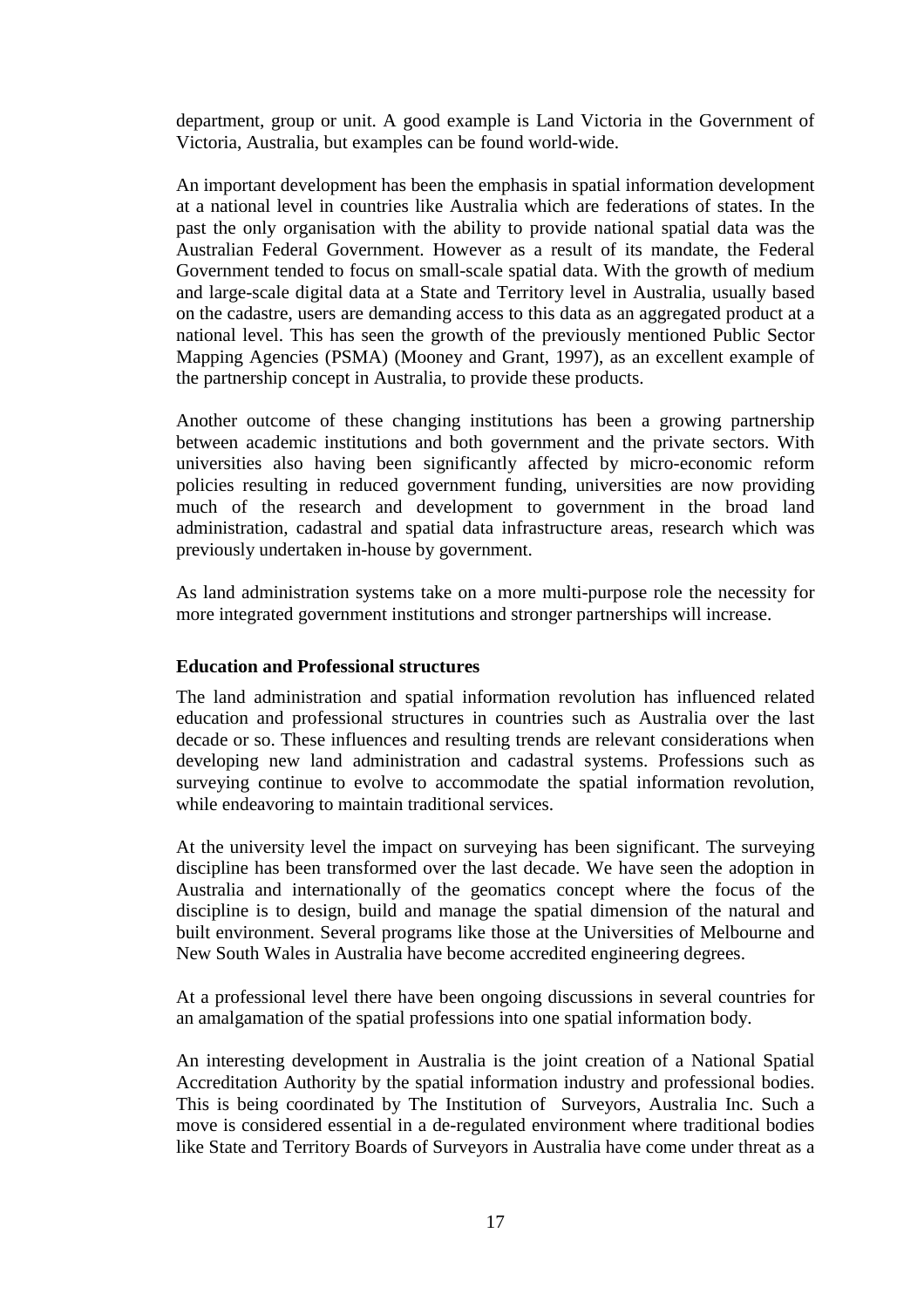department, group or unit. A good example is Land Victoria in the Government of Victoria, Australia, but examples can be found world-wide.

An important development has been the emphasis in spatial information development at a national level in countries like Australia which are federations of states. In the past the only organisation with the ability to provide national spatial data was the Australian Federal Government. However as a result of its mandate, the Federal Government tended to focus on small-scale spatial data. With the growth of medium and large-scale digital data at a State and Territory level in Australia, usually based on the cadastre, users are demanding access to this data as an aggregated product at a national level. This has seen the growth of the previously mentioned Public Sector Mapping Agencies (PSMA) (Mooney and Grant, 1997), as an excellent example of the partnership concept in Australia, to provide these products.

Another outcome of these changing institutions has been a growing partnership between academic institutions and both government and the private sectors. With universities also having been significantly affected by micro-economic reform policies resulting in reduced government funding, universities are now providing much of the research and development to government in the broad land administration, cadastral and spatial data infrastructure areas, research which was previously undertaken in-house by government.

As land administration systems take on a more multi-purpose role the necessity for more integrated government institutions and stronger partnerships will increase.

**Education and Professional structures**

The land administration and spatial information revolution has influenced related education and professional structures in countries such as Australia over the last decade or so. These influences and resulting trends are relevant considerations when developing new land administration and cadastral systems. Professions such as surveying continue to evolve to accommodate the spatial information revolution, while endeavoring to maintain traditional services.

At the university level the impact on surveying has been significant. The surveying discipline has been transformed over the last decade. We have seen the adoption in Australia and internationally of the geomatics concept where the focus of the discipline is to design, build and manage the spatial dimension of the natural and built environment. Several programs like those at the Universities of Melbourne and New South Wales in Australia have become accredited engineering degrees.

At a professional level there have been ongoing discussions in several countries for an amalgamation of the spatial professions into one spatial information body.

An interesting development in Australia is the joint creation of a National Spatial Accreditation Authority by the spatial information industry and professional bodies. This is being coordinated by The Institution of Surveyors, Australia Inc. Such a move is considered essential in a de-regulated environment where traditional bodies like State and Territory Boards of Surveyors in Australia have come under threat as a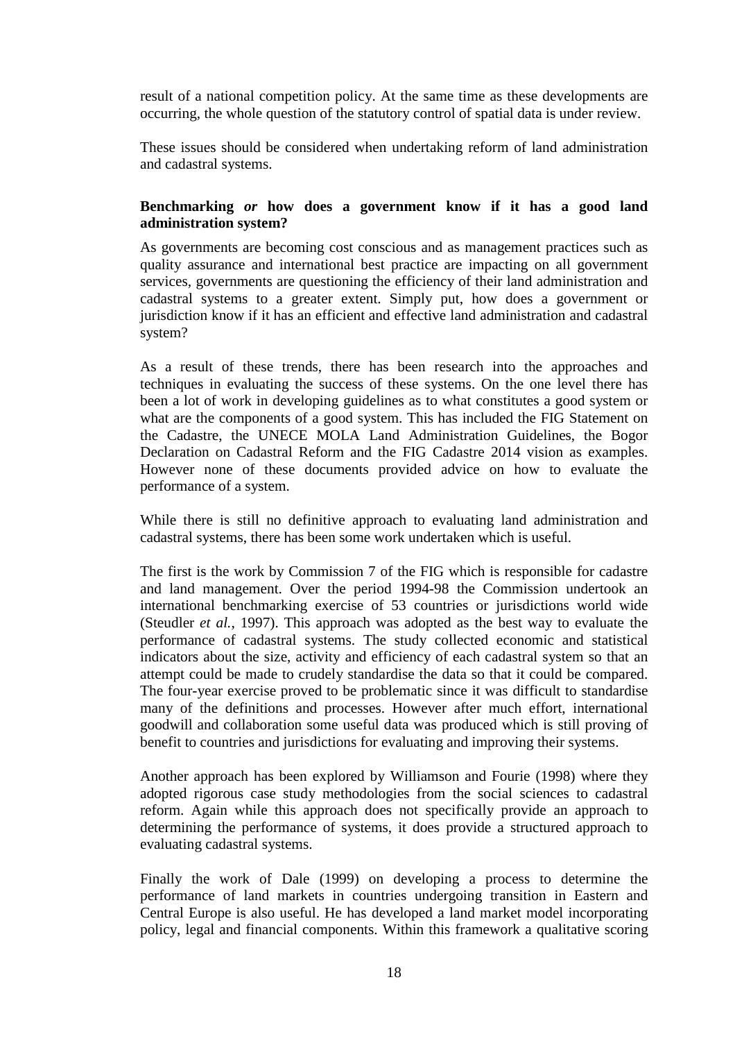result of a national competition policy. At the same time as these developments are occurring, the whole question of the statutory control of spatial data is under review.

These issues should be considered when undertaking reform of land administration and cadastral systems.

**Benchmarking *or* how does a government know if it has a good land administration system?**

As governments are becoming cost conscious and as management practices such as quality assurance and international best practice are impacting on all government services, governments are questioning the efficiency of their land administration and cadastral systems to a greater extent. Simply put, how does a government or jurisdiction know if it has an efficient and effective land administration and cadastral system?

As a result of these trends, there has been research into the approaches and techniques in evaluating the success of these systems. On the one level there has been a lot of work in developing guidelines as to what constitutes a good system or what are the components of a good system. This has included the FIG Statement on the Cadastre, the UNECE MOLA Land Administration Guidelines, the Bogor Declaration on Cadastral Reform and the FIG Cadastre 2014 vision as examples. However none of these documents provided advice on how to evaluate the performance of a system.

While there is still no definitive approach to evaluating land administration and cadastral systems, there has been some work undertaken which is useful.

The first is the work by Commission 7 of the FIG which is responsible for cadastre and land management. Over the period 1994-98 the Commission undertook an international benchmarking exercise of 53 countries or jurisdictions world wide (Steudler *et al.*, 1997). This approach was adopted as the best way to evaluate the performance of cadastral systems. The study collected economic and statistical indicators about the size, activity and efficiency of each cadastral system so that an attempt could be made to crudely standardise the data so that it could be compared. The four-year exercise proved to be problematic since it was difficult to standardise many of the definitions and processes. However after much effort, international goodwill and collaboration some useful data was produced which is still proving of benefit to countries and jurisdictions for evaluating and improving their systems.

Another approach has been explored by Williamson and Fourie (1998) where they adopted rigorous case study methodologies from the social sciences to cadastral reform. Again while this approach does not specifically provide an approach to determining the performance of systems, it does provide a structured approach to evaluating cadastral systems.

Finally the work of Dale (1999) on developing a process to determine the performance of land markets in countries undergoing transition in Eastern and Central Europe is also useful. He has developed a land market model incorporating policy, legal and financial components. Within this framework a qualitative scoring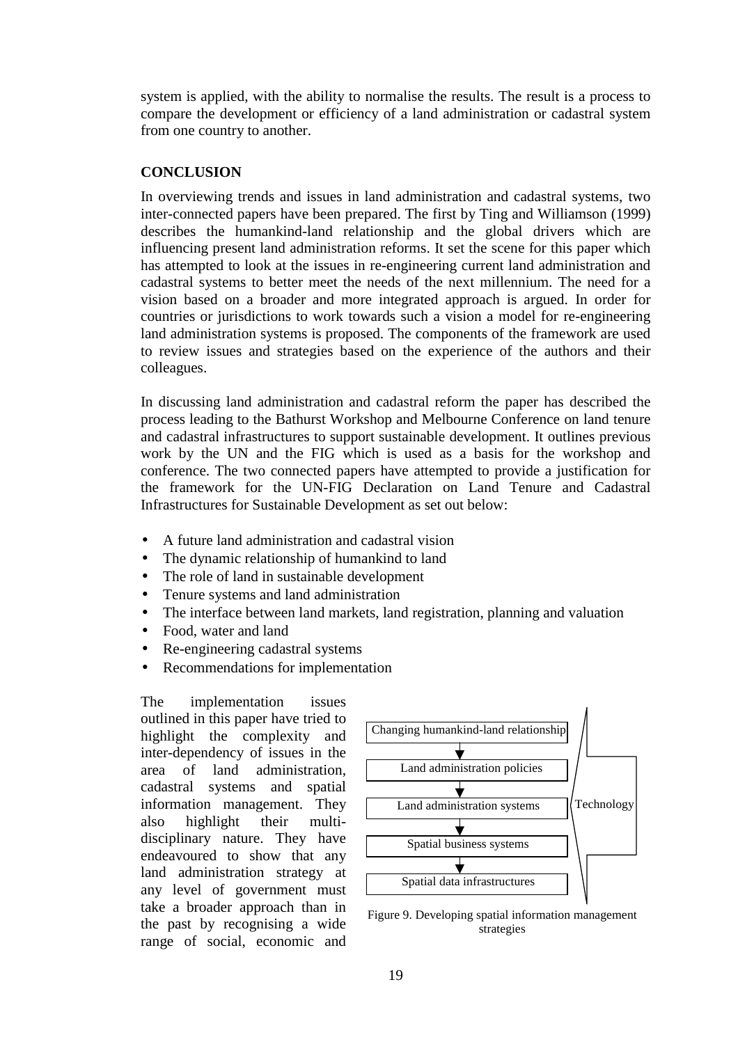system is applied, with the ability to normalise the results. The result is a process to compare the development or efficiency of a land administration or cadastral system from one country to another.

## CONCLUSION

In overviewing trends and issues in land administration and cadastral systems, two inter-connected papers have been prepared. The first by Ting and Williamson (1999) describes the humankind-land relationship and the global drivers which are influencing present land administration reforms. It set the scene for this paper which has attempted to look at the issues in re-engineering current land administration and cadastral systems to better meet the needs of the next millennium. The need for a vision based on a broader and more integrated approach is argued. In order for countries or jurisdictions to work towards such a vision a model for re-engineering land administration systems is proposed. The components of the framework are used to review issues and strategies based on the experience of the authors and their colleagues.

In discussing land administration and cadastral reform the paper has described the process leading to the Bathurst Workshop and Melbourne Conference on land tenure and cadastral infrastructures to support sustainable development. It outlines previous work by the UN and the FIG which is used as a basis for the workshop and conference. The two connected papers have attempted to provide a justification for the framework for the UN-FIG Declaration on Land Tenure and Cadastral Infrastructures for Sustainable Development as set out below:

- A future land administration and cadastral vision
- The dynamic relationship of humankind to land
- The role of land in sustainable development
- Tenure systems and land administration
- The interface between land markets, land registration, planning and valuation
- Food, water and land
- Re-engineering cadastral systems
- Recommendations for implementation

The implementation issues outlined in this paper have tried to highlight the complexity and inter-dependency of issues in the area of land administration, cadastral systems and spatial information management. They also highlight their multi-disciplinary nature. They have endeavoured to show that any land administration strategy at any level of government must take a broader approach than in the past by recognising a wide range of social, economic and

Changing humankind-land relationship
Land administration policies
Land administration systems
Spatial business systems
Spatial data infrastructures
Technology

Figure 9. Developing spatial information management strategies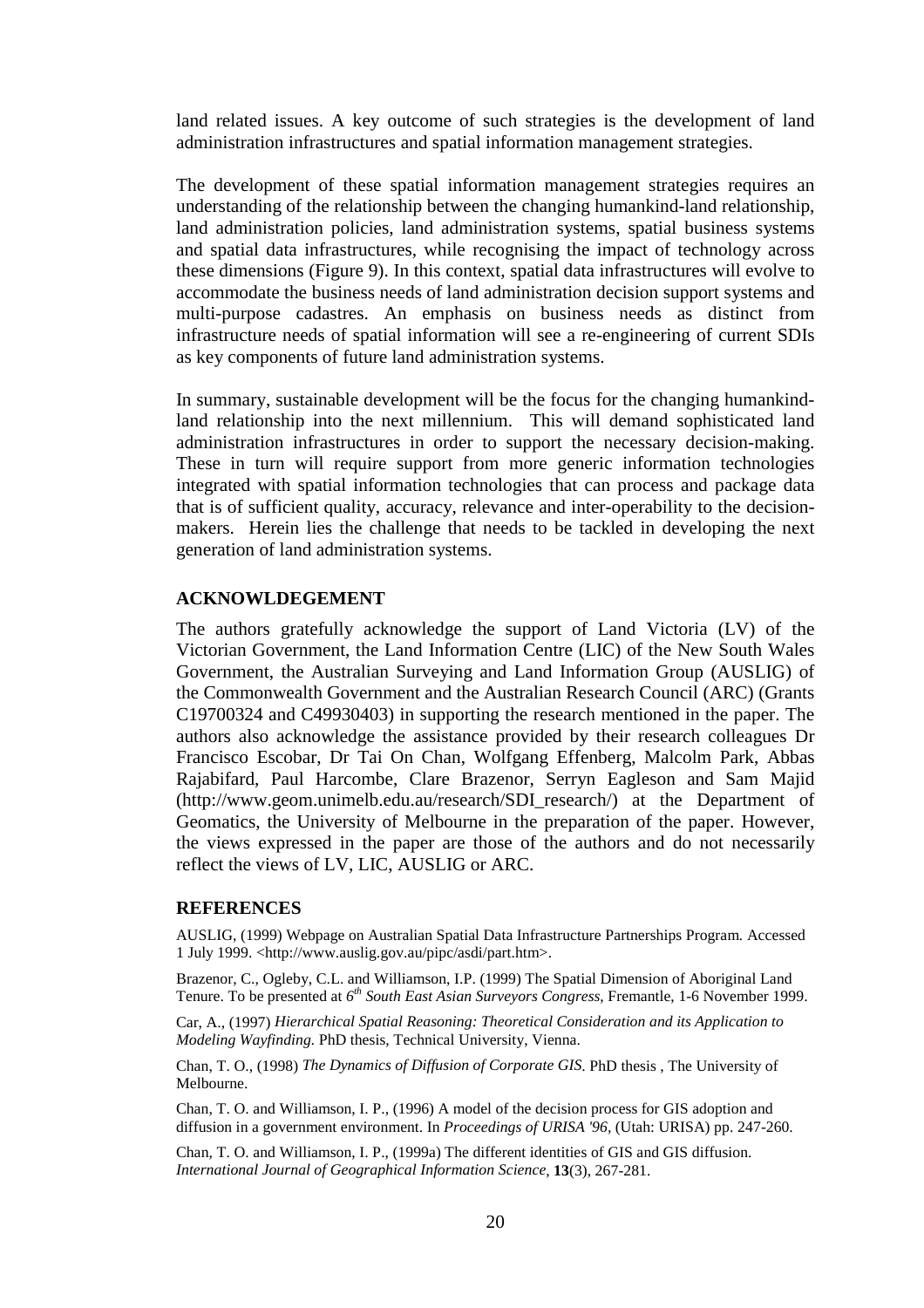land related issues. A key outcome of such strategies is the development of land administration infrastructures and spatial information management strategies.

The development of these spatial information management strategies requires an understanding of the relationship between the changing humankind-land relationship, land administration policies, land administration systems, spatial business systems and spatial data infrastructures, while recognising the impact of technology across these dimensions (Figure 9). In this context, spatial data infrastructures will evolve to accommodate the business needs of land administration decision support systems and multi-purpose cadastres. An emphasis on business needs as distinct from infrastructure needs of spatial information will see a re-engineering of current SDIs as key components of future land administration systems.

In summary, sustainable development will be the focus for the changing humankind-land relationship into the next millennium. This will demand sophisticated land administration infrastructures in order to support the necessary decision-making. These in turn will require support from more generic information technologies integrated with spatial information technologies that can process and package data that is of sufficient quality, accuracy, relevance and inter-operability to the decision-makers. Herein lies the challenge that needs to be tackled in developing the next generation of land administration systems.

## ACKNOWLDEGEMENT

The authors gratefully acknowledge the support of Land Victoria (LV) of the Victorian Government, the Land Information Centre (LIC) of the New South Wales Government, the Australian Surveying and Land Information Group (AUSLIG) of the Commonwealth Government and the Australian Research Council (ARC) (Grants C19700324 and C49930403) in supporting the research mentioned in the paper. The authors also acknowledge the assistance provided by their research colleagues Dr Francisco Escobar, Dr Tai On Chan, Wolfgang Effenberg, Malcolm Park, Abbas Rajabifard, Paul Harcombe, Clare Brazenor, Serryn Eagleson and Sam Majid (http://www.geom.unimelb.edu.au/research/SDI_research/) at the Department of Geomatics, the University of Melbourne in the preparation of the paper. However, the views expressed in the paper are those of the authors and do not necessarily reflect the views of LV, LIC, AUSLIG or ARC.

## REFERENCES

AUSLIG, (1999) Webpage on Australian Spatial Data Infrastructure Partnerships Program. Accessed 1 July 1999. <http://www.auslig.gov.au/pipc/asdi/part.htm>.

Brazenor, C., Ogleby, C.L. and Williamson, I.P. (1999) The Spatial Dimension of Aboriginal Land Tenure. To be presented at *6th South East Asian Surveyors Congress*, Fremantle, 1-6 November 1999.

Car, A., (1997) *Hierarchical Spatial Reasoning: Theoretical Consideration and its Application to Modeling Wayfinding*. PhD thesis, Technical University, Vienna.

Chan, T. O., (1998) *The Dynamics of Diffusion of Corporate GIS*. PhD thesis , The University of Melbourne.

Chan, T. O. and Williamson, I. P., (1996) A model of the decision process for GIS adoption and diffusion in a government environment. In *Proceedings of URISA '96*, (Utah: URISA) pp. 247-260.

Chan, T. O. and Williamson, I. P., (1999a) The different identities of GIS and GIS diffusion. *International Journal of Geographical Information Science*, **13**(3), 267-281.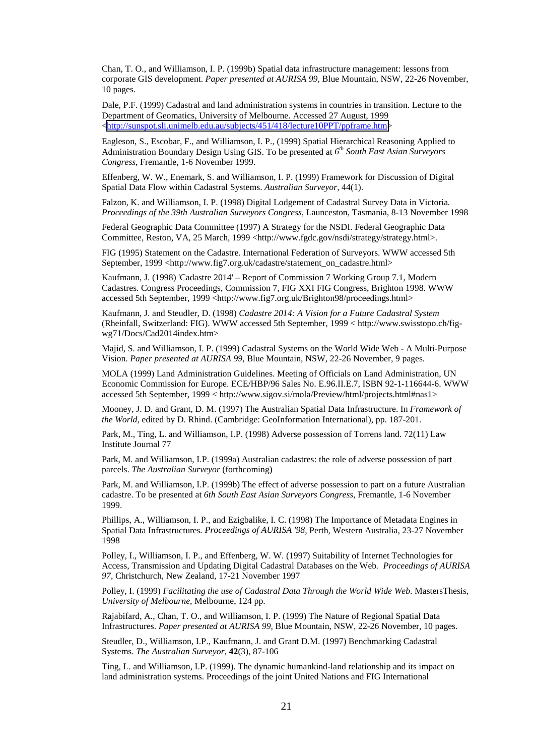Chan, T. O., and Williamson, I. P. (1999b) Spatial data infrastructure management: lessons from corporate GIS development. *Paper presented at AURISA 99*, Blue Mountain, NSW, 22-26 November, 10 pages.

Dale, P.F. (1999) Cadastral and land administration systems in countries in transition. Lecture to the Department of Geomatics, University of Melbourne. Accessed 27 August, 1999 <http://sunspot.sli.unimelb.edu.au/subjects/451/418/lecture10PPT/ppframe.htm>

Eagleson, S., Escobar, F., and Williamson, I. P., (1999) Spatial Hierarchical Reasoning Applied to Administration Boundary Design Using GIS. To be presented at *6th South East Asian Surveyors Congress*, Fremantle, 1-6 November 1999.

Effenberg, W. W., Enemark, S. and Williamson, I. P. (1999) Framework for Discussion of Digital Spatial Data Flow within Cadastral Systems. *Australian Surveyor*, 44(1).

Falzon, K. and Williamson, I. P. (1998) Digital Lodgement of Cadastral Survey Data in Victoria. *Proceedings of the 39th Australian Surveyors Congress*, Launceston, Tasmania, 8-13 November 1998

Federal Geographic Data Committee (1997) A Strategy for the NSDI. Federal Geographic Data Committee, Reston, VA, 25 March, 1999 <http://www.fgdc.gov/nsdi/strategy/strategy.html>.

FIG (1995) Statement on the Cadastre. International Federation of Surveyors. WWW accessed 5th September, 1999 <http://www.fig7.org.uk/cadastre/statement_on_cadastre.html>

Kaufmann, J. (1998) 'Cadastre 2014' – Report of Commission 7 Working Group 7.1, Modern Cadastres. Congress Proceedings, Commission 7, FIG XXI FIG Congress, Brighton 1998. WWW accessed 5th September, 1999 <http://www.fig7.org.uk/Brighton98/proceedings.html>

Kaufmann, J. and Steudler, D. (1998) *Cadastre 2014: A Vision for a Future Cadastral System* (Rheinfall, Switzerland: FIG). WWW accessed 5th September, 1999 < http://www.swisstopo.ch/fig-wg71/Docs/Cad2014index.htm>

Majid, S. and Williamson, I. P. (1999) Cadastral Systems on the World Wide Web - A Multi-Purpose Vision. *Paper presented at AURISA 99*, Blue Mountain, NSW, 22-26 November, 9 pages.

MOLA (1999) Land Administration Guidelines. Meeting of Officials on Land Administration, UN Economic Commission for Europe. ECE/HBP/96 Sales No. E.96.II.E.7, ISBN 92-1-116644-6. WWW accessed 5th September, 1999 < http://www.sigov.si/mola/Preview/html/projects.html#nas1>

Mooney, J. D. and Grant, D. M. (1997) The Australian Spatial Data Infrastructure. In *Framework of the World*, edited by D. Rhind. (Cambridge: GeoInformation International), pp. 187-201.

Park, M., Ting, L. and Williamson, I.P. (1998) Adverse possession of Torrens land. 72(11) Law Institute Journal 77

Park, M. and Williamson, I.P. (1999a) Australian cadastres: the role of adverse possession of part parcels. *The Australian Surveyor* (forthcoming)

Park, M. and Williamson, I.P. (1999b) The effect of adverse possession to part on a future Australian cadastre. To be presented at *6th South East Asian Surveyors Congress*, Fremantle, 1-6 November 1999.

Phillips, A., Williamson, I. P., and Ezigbalike, I. C. (1998) The Importance of Metadata Engines in Spatial Data Infrastructures*. Proceedings of AURISA '98*, Perth, Western Australia, 23-27 November 1998

Polley, I., Williamson, I. P., and Effenberg, W. W. (1997) Suitability of Internet Technologies for Access, Transmission and Updating Digital Cadastral Databases on the Web*. Proceedings of AURISA 97*, Christchurch, New Zealand, 17-21 November 1997

Polley, I. (1999) *Facilitating the use of Cadastral Data Through the World Wide Web*. MastersThesis, *University of Melbourne*, Melbourne, 124 pp.

Rajabifard, A., Chan, T. O., and Williamson, I. P. (1999) The Nature of Regional Spatial Data Infrastructures. *Paper presented at AURISA 99,* Blue Mountain, NSW, 22-26 November, 10 pages.

Steudler, D., Williamson, I.P., Kaufmann, J. and Grant D.M. (1997) Benchmarking Cadastral Systems. *The Australian Surveyor*, **42**(3), 87-106

Ting, L. and Williamson, I.P. (1999). The dynamic humankind-land relationship and its impact on land administration systems. Proceedings of the joint United Nations and FIG International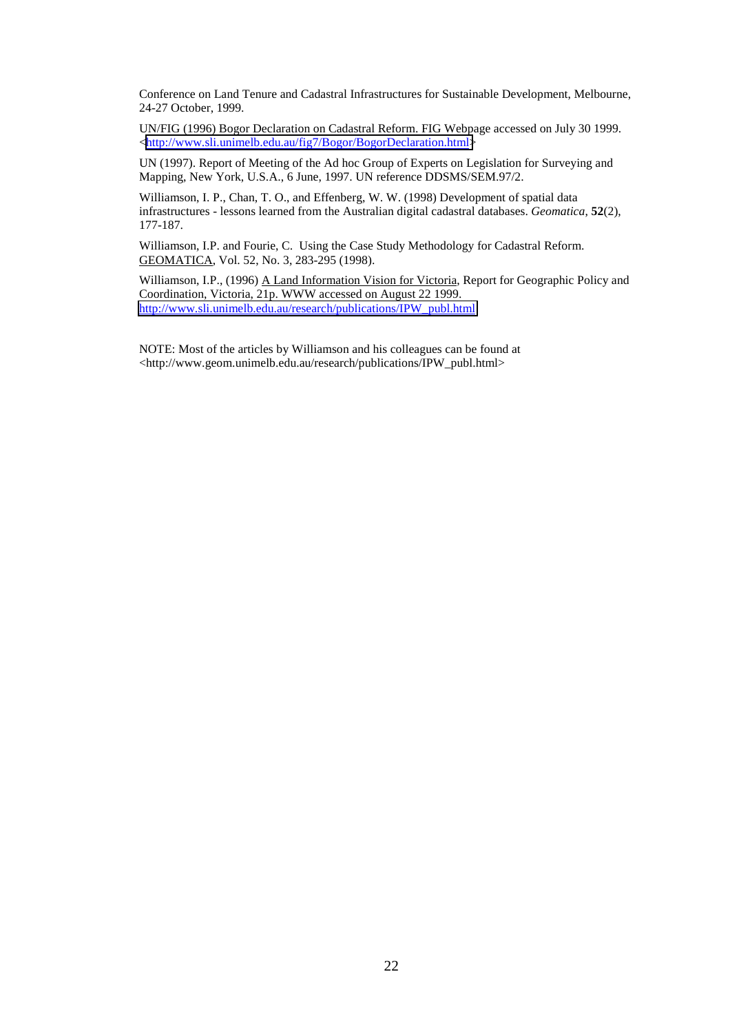Conference on Land Tenure and Cadastral Infrastructures for Sustainable Development, Melbourne, 24-27 October, 1999.

UN/FIG (1996) Bogor Declaration on Cadastral Reform. FIG Webpage accessed on July 30 1999. <http://www.sli.unimelb.edu.au/fig7/Bogor/BogorDeclaration.html>

UN (1997). Report of Meeting of the Ad hoc Group of Experts on Legislation for Surveying and Mapping, New York, U.S.A., 6 June, 1997. UN reference DDSMS/SEM.97/2.

Williamson, I. P., Chan, T. O., and Effenberg, W. W. (1998) Development of spatial data infrastructures - lessons learned from the Australian digital cadastral databases. *Geomatica*, **52**(2), 177-187.

Williamson, I.P. and Fourie, C. Using the Case Study Methodology for Cadastral Reform. GEOMATICA, Vol. 52, No. 3, 283-295 (1998).

Williamson, I.P., (1996) A Land Information Vision for Victoria, Report for Geographic Policy and Coordination, Victoria, 21p. WWW accessed on August 22 1999. http://www.sli.unimelb.edu.au/research/publications/IPW_publ.html

NOTE: Most of the articles by Williamson and his colleagues can be found at <http://www.geom.unimelb.edu.au/research/publications/IPW_publ.html>